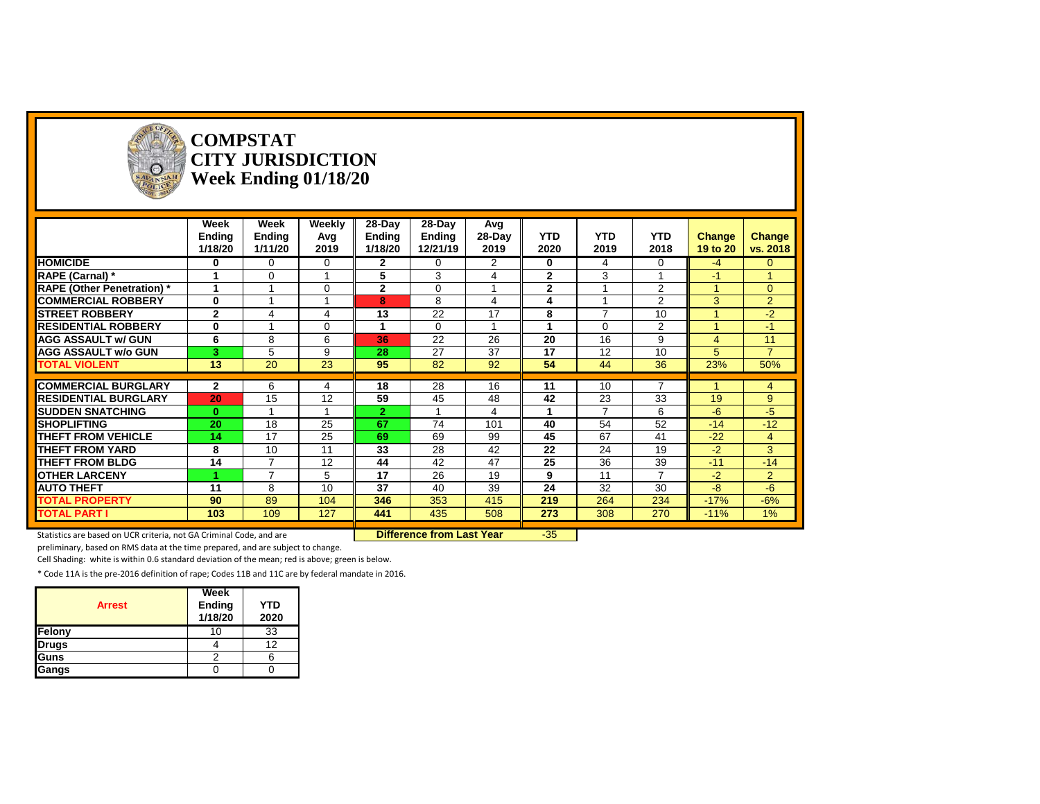# COMPSTAT
# CITY JURISDICTION
# Week Ending 01/18/20

| | Week Ending 1/18/20 | Week Ending 1/11/20 | Weekly Avg 2019 | 28-Day Ending 1/18/20 | 28-Day Ending 12/21/19 | Avg 28-Day 2019 | YTD 2020 | YTD 2019 | YTD 2018 | Change 19 to 20 | Change vs. 2018 |
|---|---|---|---|---|---|---|---|---|---|---|---|
| **HOMICIDE** | **0** | 0 | 0 | **2** | 0 | 2 | **0** | 4 | 0 | -4 | 0 |
| **RAPE (Carnal) *** | **1** | 0 | 1 | **5** | 3 | 4 | **2** | 3 | 1 | -1 | 1 |
| **RAPE (Other Penetration) *** | **1** | 1 | 0 | **2** | 0 | 1 | **2** | 1 | 2 | 1 | 0 |
| **COMMERCIAL ROBBERY** | **0** | 1 | 1 | **8** | 8 | 4 | **4** | 1 | 2 | 3 | 2 |
| **STREET ROBBERY** | **2** | 4 | 4 | **13** | 22 | 17 | **8** | 7 | 10 | 1 | -2 |
| **RESIDENTIAL ROBBERY** | **0** | 1 | 0 | **1** | 0 | 1 | **1** | 0 | 2 | 1 | -1 |
| **AGG ASSAULT w/ GUN** | **6** | 8 | 6 | **36** | 22 | 26 | **20** | 16 | 9 | 4 | 11 |
| **AGG ASSAULT w/o GUN** | **3** | 5 | 9 | **28** | 27 | 37 | **17** | 12 | 10 | 5 | 7 |
| **TOTAL VIOLENT** | **13** | 20 | 23 | **95** | 82 | 92 | **54** | 44 | 36 | 23% | 50% |
| **COMMERCIAL BURGLARY** | **2** | 6 | 4 | **18** | 28 | 16 | **11** | 10 | 7 | 1 | 4 |
| **RESIDENTIAL BURGLARY** | **20** | 15 | 12 | **59** | 45 | 48 | **42** | 23 | 33 | 19 | 9 |
| **SUDDEN SNATCHING** | **0** | 1 | 1 | **2** | 1 | 4 | **1** | 7 | 6 | -6 | -5 |
| **SHOPLIFTING** | **20** | 18 | 25 | **67** | 74 | 101 | **40** | 54 | 52 | -14 | -12 |
| **THEFT FROM VEHICLE** | **14** | 17 | 25 | **69** | 69 | 99 | **45** | 67 | 41 | -22 | 4 |
| **THEFT FROM YARD** | **8** | 10 | 11 | **33** | 28 | 42 | **22** | 24 | 19 | -2 | 3 |
| **THEFT FROM BLDG** | **14** | 7 | 12 | **44** | 42 | 47 | **25** | 36 | 39 | -11 | -14 |
| **OTHER LARCENY** | **1** | 7 | 5 | **17** | 26 | 19 | **9** | 11 | 7 | -2 | 2 |
| **AUTO THEFT** | **11** | 8 | 10 | **37** | 40 | 39 | **24** | 32 | 30 | -8 | -6 |
| **TOTAL PROPERTY** | **90** | 89 | 104 | **346** | 353 | 415 | **219** | 264 | 234 | -17% | -6% |
| **TOTAL PART I** | **103** | 109 | 127 | **441** | 435 | 508 | **273** | 308 | 270 | -11% | 1% |

**Difference from Last Year** -35

Statistics are based on UCR criteria, not GA Criminal Code, and are preliminary, based on RMS data at the time prepared, and are subject to change.

Cell Shading: white is within 0.6 standard deviation of the mean; red is above; green is below.

* Code 11A is the pre-2016 definition of rape; Codes 11B and 11C are by federal mandate in 2016.

| Arrest | Week Ending 1/18/20 | YTD 2020 |
|---|---|---|
| Felony | 10 | 33 |
| Drugs | 4 | 12 |
| Guns | 2 | 6 |
| Gangs | 0 | 0 |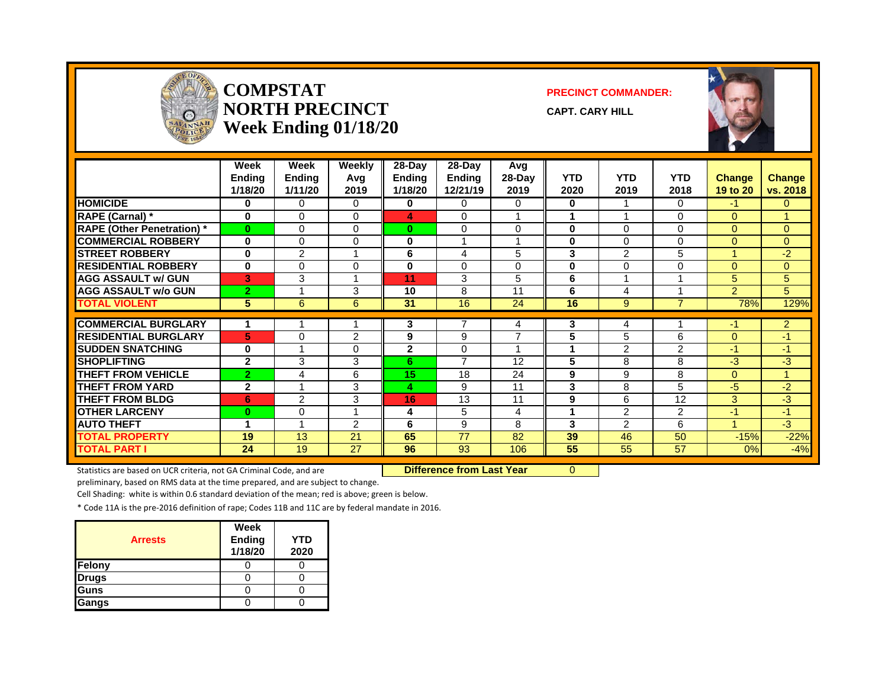# COMPSTAT NORTH PRECINCT Week Ending 01/18/20

**PRECINCT COMMANDER:**

**CAPT. CARY HILL**

| | Week Ending 1/18/20 | Week Ending 1/11/20 | Weekly Avg 2019 | 28-Day Ending 1/18/20 | 28-Day Ending 12/21/19 | Avg 28-Day 2019 | YTD 2020 | YTD 2019 | YTD 2018 | Change 19 to 20 | Change vs. 2018 |
|---|---|---|---|---|---|---|---|---|---|---|---|
| HOMICIDE | 0 | 0 | 0 | 0 | 0 | 0 | 0 | 1 | 0 | -1 | 0 |
| RAPE (Carnal) * | 0 | 0 | 0 | 4 | 0 | 1 | 1 | 1 | 0 | 0 | 1 |
| RAPE (Other Penetration) * | 0 | 0 | 0 | 0 | 0 | 0 | 0 | 0 | 0 | 0 | 0 |
| COMMERCIAL ROBBERY | 0 | 0 | 0 | 0 | 1 | 1 | 0 | 0 | 0 | 0 | 0 |
| STREET ROBBERY | 0 | 2 | 1 | 6 | 4 | 5 | 3 | 2 | 5 | 1 | -2 |
| RESIDENTIAL ROBBERY | 0 | 0 | 0 | 0 | 0 | 0 | 0 | 0 | 0 | 0 | 0 |
| AGG ASSAULT w/ GUN | 3 | 3 | 1 | 11 | 3 | 5 | 6 | 1 | 1 | 5 | 5 |
| AGG ASSAULT w/o GUN | 2 | 1 | 3 | 10 | 8 | 11 | 6 | 4 | 1 | 2 | 5 |
| TOTAL VIOLENT | 5 | 6 | 6 | 31 | 16 | 24 | 16 | 9 | 7 | 78% | 129% |
| COMMERCIAL BURGLARY | 1 | 1 | 1 | 3 | 7 | 4 | 3 | 4 | 1 | -1 | 2 |
| RESIDENTIAL BURGLARY | 5 | 0 | 2 | 9 | 9 | 7 | 5 | 5 | 6 | 0 | -1 |
| SUDDEN SNATCHING | 0 | 1 | 0 | 2 | 0 | 1 | 1 | 2 | 2 | -1 | -1 |
| SHOPLIFTING | 2 | 3 | 3 | 6 | 7 | 12 | 5 | 8 | 8 | -3 | -3 |
| THEFT FROM VEHICLE | 2 | 4 | 6 | 15 | 18 | 24 | 9 | 9 | 8 | 0 | 1 |
| THEFT FROM YARD | 2 | 1 | 3 | 4 | 9 | 11 | 3 | 8 | 5 | -5 | -2 |
| THEFT FROM BLDG | 6 | 2 | 3 | 16 | 13 | 11 | 9 | 6 | 12 | 3 | -3 |
| OTHER LARCENY | 0 | 0 | 1 | 4 | 5 | 4 | 1 | 2 | 2 | -1 | -1 |
| AUTO THEFT | 1 | 1 | 2 | 6 | 9 | 8 | 3 | 2 | 6 | 1 | -3 |
| TOTAL PROPERTY | 19 | 13 | 21 | 65 | 77 | 82 | 39 | 46 | 50 | -15% | -22% |
| TOTAL PART I | 24 | 19 | 27 | 96 | 93 | 106 | 55 | 55 | 57 | 0% | -4% |

**Difference from Last Year** 0

Statistics are based on UCR criteria, not GA Criminal Code, and are preliminary, based on RMS data at the time prepared, and are subject to change.

Cell Shading: white is within 0.6 standard deviation of the mean; red is above; green is below.

* Code 11A is the pre-2016 definition of rape; Codes 11B and 11C are by federal mandate in 2016.

| Arrests | Week Ending 1/18/20 | YTD 2020 |
|---|---|---|
| Felony | 0 | 0 |
| Drugs | 0 | 0 |
| Guns | 0 | 0 |
| Gangs | 0 | 0 |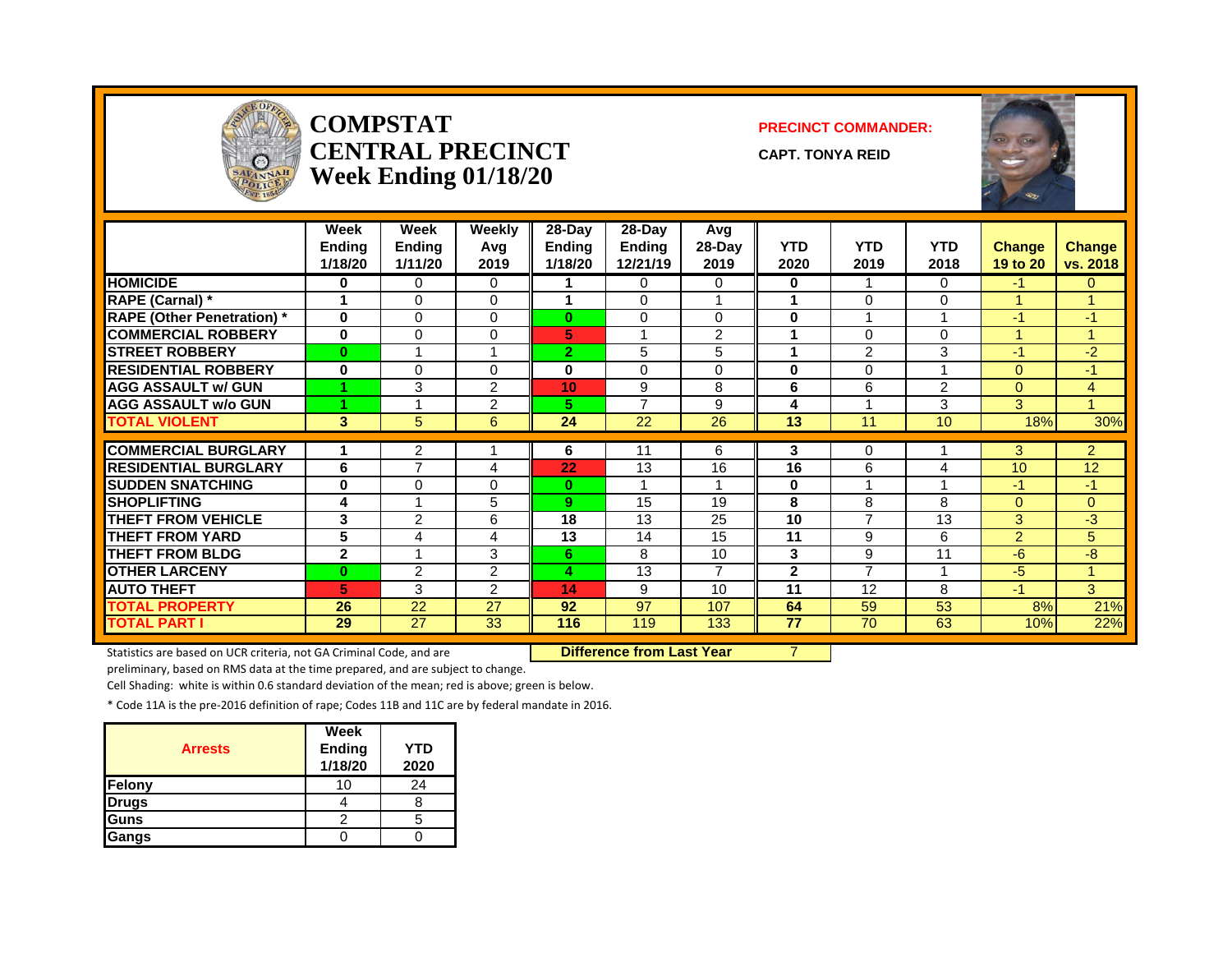# COMPSTAT
# CENTRAL PRECINCT
# Week Ending 01/18/20

**PRECINCT COMMANDER:**

**CAPT. TONYA REID**

| | Week Ending 1/18/20 | Week Ending 1/11/20 | Weekly Avg 2019 | 28-Day Ending 1/18/20 | 28-Day Ending 12/21/19 | Avg 28-Day 2019 | YTD 2020 | YTD 2019 | YTD 2018 | Change 19 to 20 | Change vs. 2018 |
|---|---|---|---|---|---|---|---|---|---|---|---|
| HOMICIDE | 0 | 0 | 0 | 1 | 0 | 0 | 0 | 1 | 0 | -1 | 0 |
| RAPE (Carnal) * | 1 | 0 | 0 | 1 | 0 | 1 | 1 | 0 | 0 | 1 | 1 |
| RAPE (Other Penetration) * | 0 | 0 | 0 | 0 | 0 | 0 | 0 | 1 | 1 | -1 | -1 |
| COMMERCIAL ROBBERY | 0 | 0 | 0 | 5 | 1 | 2 | 1 | 0 | 0 | 1 | 1 |
| STREET ROBBERY | 0 | 1 | 1 | 2 | 5 | 5 | 1 | 2 | 3 | -1 | -2 |
| RESIDENTIAL ROBBERY | 0 | 0 | 0 | 0 | 0 | 0 | 0 | 0 | 1 | 0 | -1 |
| AGG ASSAULT w/ GUN | 1 | 3 | 2 | 10 | 9 | 8 | 6 | 6 | 2 | 0 | 4 |
| AGG ASSAULT w/o GUN | 1 | 1 | 2 | 5 | 7 | 9 | 4 | 1 | 3 | 3 | 1 |
| TOTAL VIOLENT | 3 | 5 | 6 | 24 | 22 | 26 | 13 | 11 | 10 | 18% | 30% |
| COMMERCIAL BURGLARY | 1 | 2 | 1 | 6 | 11 | 6 | 3 | 0 | 1 | 3 | 2 |
| RESIDENTIAL BURGLARY | 6 | 7 | 4 | 22 | 13 | 16 | 16 | 6 | 4 | 10 | 12 |
| SUDDEN SNATCHING | 0 | 0 | 0 | 0 | 1 | 1 | 0 | 1 | 1 | -1 | -1 |
| SHOPLIFTING | 4 | 1 | 5 | 9 | 15 | 19 | 8 | 8 | 8 | 0 | 0 |
| THEFT FROM VEHICLE | 3 | 2 | 6 | 18 | 13 | 25 | 10 | 7 | 13 | 3 | -3 |
| THEFT FROM YARD | 5 | 4 | 4 | 13 | 14 | 15 | 11 | 9 | 6 | 2 | 5 |
| THEFT FROM BLDG | 2 | 1 | 3 | 6 | 8 | 10 | 3 | 9 | 11 | -6 | -8 |
| OTHER LARCENY | 0 | 2 | 2 | 4 | 13 | 7 | 2 | 7 | 1 | -5 | 1 |
| AUTO THEFT | 5 | 3 | 2 | 14 | 9 | 10 | 11 | 12 | 8 | -1 | 3 |
| TOTAL PROPERTY | 26 | 22 | 27 | 92 | 97 | 107 | 64 | 59 | 53 | 8% | 21% |
| TOTAL PART I | 29 | 27 | 33 | 116 | 119 | 133 | 77 | 70 | 63 | 10% | 22% |

**Difference from Last Year** 7

Statistics are based on UCR criteria, not GA Criminal Code, and are preliminary, based on RMS data at the time prepared, and are subject to change.

Cell Shading: white is within 0.6 standard deviation of the mean; red is above; green is below.

* Code 11A is the pre-2016 definition of rape; Codes 11B and 11C are by federal mandate in 2016.

| Arrests | Week Ending 1/18/20 | YTD 2020 |
|---|---|---|
| Felony | 10 | 24 |
| Drugs | 4 | 8 |
| Guns | 2 | 5 |
| Gangs | 0 | 0 |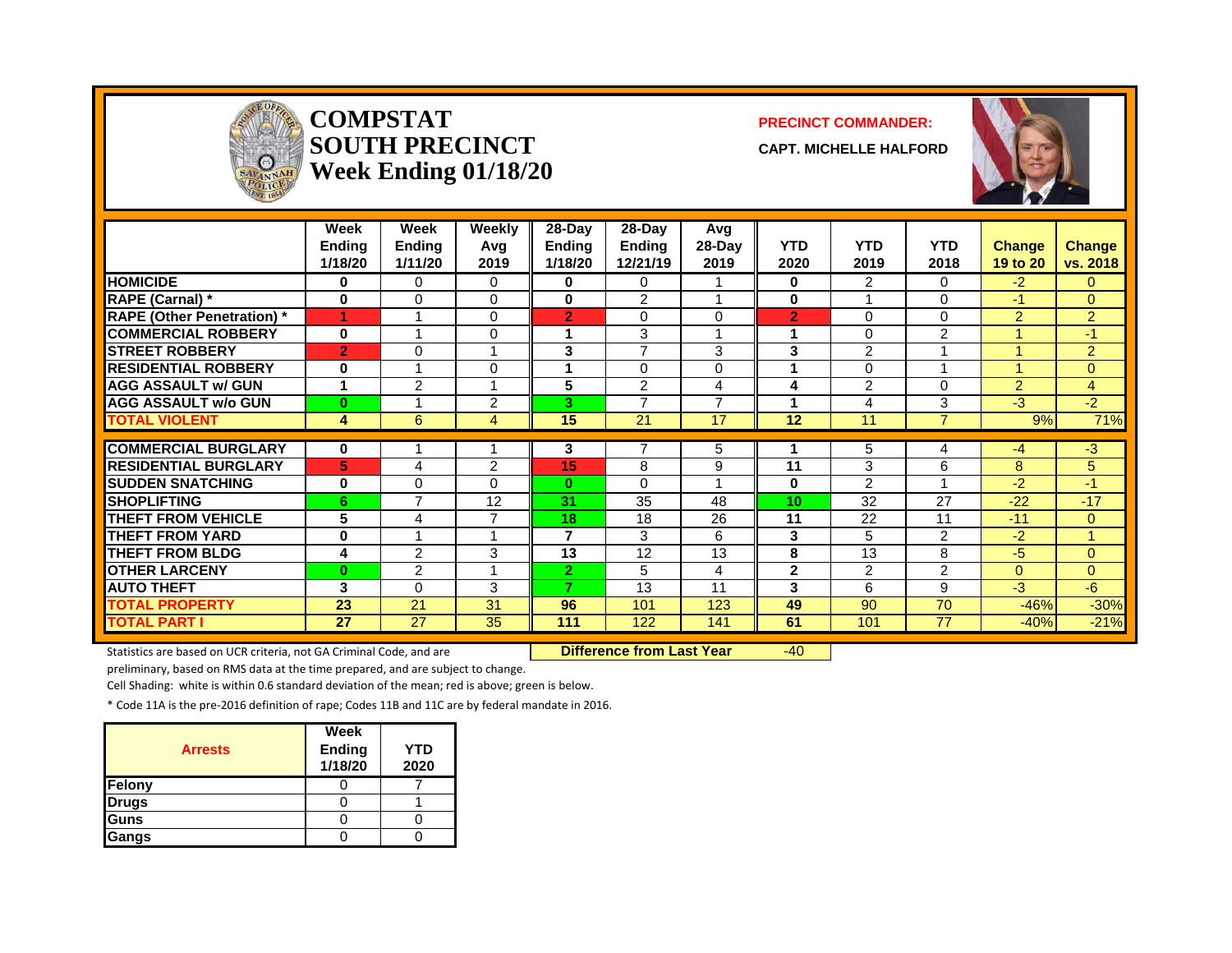# COMPSTAT SOUTH PRECINCT Week Ending 01/18/20

**PRECINCT COMMANDER:**

**CAPT. MICHELLE HALFORD**

| | Week Ending 1/18/20 | Week Ending 1/11/20 | Weekly Avg 2019 | 28-Day Ending 1/18/20 | 28-Day Ending 12/21/19 | Avg 28-Day 2019 | YTD 2020 | YTD 2019 | YTD 2018 | Change 19 to 20 | Change vs. 2018 |
|---|---|---|---|---|---|---|---|---|---|---|---|
| HOMICIDE | 0 | 0 | 0 | 0 | 0 | 1 | 0 | 2 | 0 | -2 | 0 |
| RAPE (Carnal) * | 0 | 0 | 0 | 0 | 2 | 1 | 0 | 1 | 0 | -1 | 0 |
| RAPE (Other Penetration) * | 1 | 1 | 0 | 2 | 0 | 0 | 2 | 0 | 0 | 2 | 2 |
| COMMERCIAL ROBBERY | 0 | 1 | 0 | 1 | 3 | 1 | 1 | 0 | 2 | 1 | -1 |
| STREET ROBBERY | 2 | 0 | 1 | 3 | 7 | 3 | 3 | 2 | 1 | 1 | 2 |
| RESIDENTIAL ROBBERY | 0 | 1 | 0 | 1 | 0 | 0 | 1 | 0 | 1 | 1 | 0 |
| AGG ASSAULT w/ GUN | 1 | 2 | 1 | 5 | 2 | 4 | 4 | 2 | 0 | 2 | 4 |
| AGG ASSAULT w/o GUN | 0 | 1 | 2 | 3 | 7 | 7 | 1 | 4 | 3 | -3 | -2 |
| TOTAL VIOLENT | 4 | 6 | 4 | 15 | 21 | 17 | 12 | 11 | 7 | 9% | 71% |
| COMMERCIAL BURGLARY | 0 | 1 | 1 | 3 | 7 | 5 | 1 | 5 | 4 | -4 | -3 |
| RESIDENTIAL BURGLARY | 5 | 4 | 2 | 15 | 8 | 9 | 11 | 3 | 6 | 8 | 5 |
| SUDDEN SNATCHING | 0 | 0 | 0 | 0 | 0 | 1 | 0 | 2 | 1 | -2 | -1 |
| SHOPLIFTING | 6 | 7 | 12 | 31 | 35 | 48 | 10 | 32 | 27 | -22 | -17 |
| THEFT FROM VEHICLE | 5 | 4 | 7 | 18 | 18 | 26 | 11 | 22 | 11 | -11 | 0 |
| THEFT FROM YARD | 0 | 1 | 1 | 7 | 3 | 6 | 3 | 5 | 2 | -2 | 1 |
| THEFT FROM BLDG | 4 | 2 | 3 | 13 | 12 | 13 | 8 | 13 | 8 | -5 | 0 |
| OTHER LARCENY | 0 | 2 | 1 | 2 | 5 | 4 | 2 | 2 | 2 | 0 | 0 |
| AUTO THEFT | 3 | 0 | 3 | 7 | 13 | 11 | 3 | 6 | 9 | -3 | -6 |
| TOTAL PROPERTY | 23 | 21 | 31 | 96 | 101 | 123 | 49 | 90 | 70 | -46% | -30% |
| TOTAL PART I | 27 | 27 | 35 | 111 | 122 | 141 | 61 | 101 | 77 | -40% | -21% |

**Difference from Last Year** -40

Statistics are based on UCR criteria, not GA Criminal Code, and are preliminary, based on RMS data at the time prepared, and are subject to change.

Cell Shading: white is within 0.6 standard deviation of the mean; red is above; green is below.

* Code 11A is the pre-2016 definition of rape; Codes 11B and 11C are by federal mandate in 2016.

| Arrests | Week Ending 1/18/20 | YTD 2020 |
|---|---|---|
| Felony | 0 | 7 |
| Drugs | 0 | 1 |
| Guns | 0 | 0 |
| Gangs | 0 | 0 |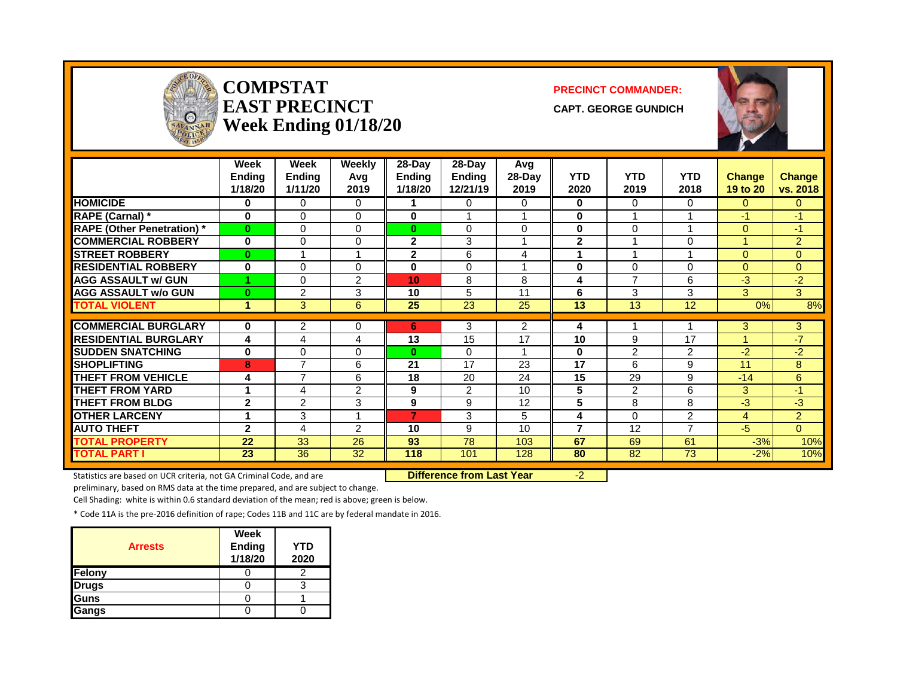# COMPSTAT
# EAST PRECINCT
## Week Ending 01/18/20

**PRECINCT COMMANDER:**

**CAPT. GEORGE GUNDICH**

| | Week Ending 1/18/20 | Week Ending 1/11/20 | Weekly Avg 2019 | 28-Day Ending 1/18/20 | 28-Day Ending 12/21/19 | Avg 28-Day 2019 | YTD 2020 | YTD 2019 | YTD 2018 | Change 19 to 20 | Change vs. 2018 |
|---|---|---|---|---|---|---|---|---|---|---|---|
| HOMICIDE | 0 | 0 | 0 | 1 | 0 | 0 | 0 | 0 | 0 | 0 | 0 |
| RAPE (Carnal) * | 0 | 0 | 0 | 0 | 1 | 1 | 0 | 1 | 1 | -1 | -1 |
| RAPE (Other Penetration) * | 0 | 0 | 0 | 0 | 0 | 0 | 0 | 0 | 1 | 0 | -1 |
| COMMERCIAL ROBBERY | 0 | 0 | 0 | 2 | 3 | 1 | 2 | 1 | 0 | 1 | 2 |
| STREET ROBBERY | 0 | 1 | 1 | 2 | 6 | 4 | 1 | 1 | 1 | 0 | 0 |
| RESIDENTIAL ROBBERY | 0 | 0 | 0 | 0 | 0 | 1 | 0 | 0 | 0 | 0 | 0 |
| AGG ASSAULT w/ GUN | 1 | 0 | 2 | 10 | 8 | 8 | 4 | 7 | 6 | -3 | -2 |
| AGG ASSAULT w/o GUN | 0 | 2 | 3 | 10 | 5 | 11 | 6 | 3 | 3 | 3 | 3 |
| TOTAL VIOLENT | 1 | 3 | 6 | 25 | 23 | 25 | 13 | 13 | 12 | 0% | 8% |
| COMMERCIAL BURGLARY | 0 | 2 | 0 | 6 | 3 | 2 | 4 | 1 | 1 | 3 | 3 |
| RESIDENTIAL BURGLARY | 4 | 4 | 4 | 13 | 15 | 17 | 10 | 9 | 17 | 1 | -7 |
| SUDDEN SNATCHING | 0 | 0 | 0 | 0 | 0 | 1 | 0 | 2 | 2 | -2 | -2 |
| SHOPLIFTING | 8 | 7 | 6 | 21 | 17 | 23 | 17 | 6 | 9 | 11 | 8 |
| THEFT FROM VEHICLE | 4 | 7 | 6 | 18 | 20 | 24 | 15 | 29 | 9 | -14 | 6 |
| THEFT FROM YARD | 1 | 4 | 2 | 9 | 2 | 10 | 5 | 2 | 6 | 3 | -1 |
| THEFT FROM BLDG | 2 | 2 | 3 | 9 | 9 | 12 | 5 | 8 | 8 | -3 | -3 |
| OTHER LARCENY | 1 | 3 | 1 | 7 | 3 | 5 | 4 | 0 | 2 | 4 | 2 |
| AUTO THEFT | 2 | 4 | 2 | 10 | 9 | 10 | 7 | 12 | 7 | -5 | 0 |
| TOTAL PROPERTY | 22 | 33 | 26 | 93 | 78 | 103 | 67 | 69 | 61 | -3% | 10% |
| TOTAL PART I | 23 | 36 | 32 | 118 | 101 | 128 | 80 | 82 | 73 | -2% | 10% |

**Difference from Last Year** -2

Statistics are based on UCR criteria, not GA Criminal Code, and are preliminary, based on RMS data at the time prepared, and are subject to change.

Cell Shading: white is within 0.6 standard deviation of the mean; red is above; green is below.

* Code 11A is the pre-2016 definition of rape; Codes 11B and 11C are by federal mandate in 2016.

| Arrests | Week Ending 1/18/20 | YTD 2020 |
|---|---|---|
| Felony | 0 | 2 |
| Drugs | 0 | 3 |
| Guns | 0 | 1 |
| Gangs | 0 | 0 |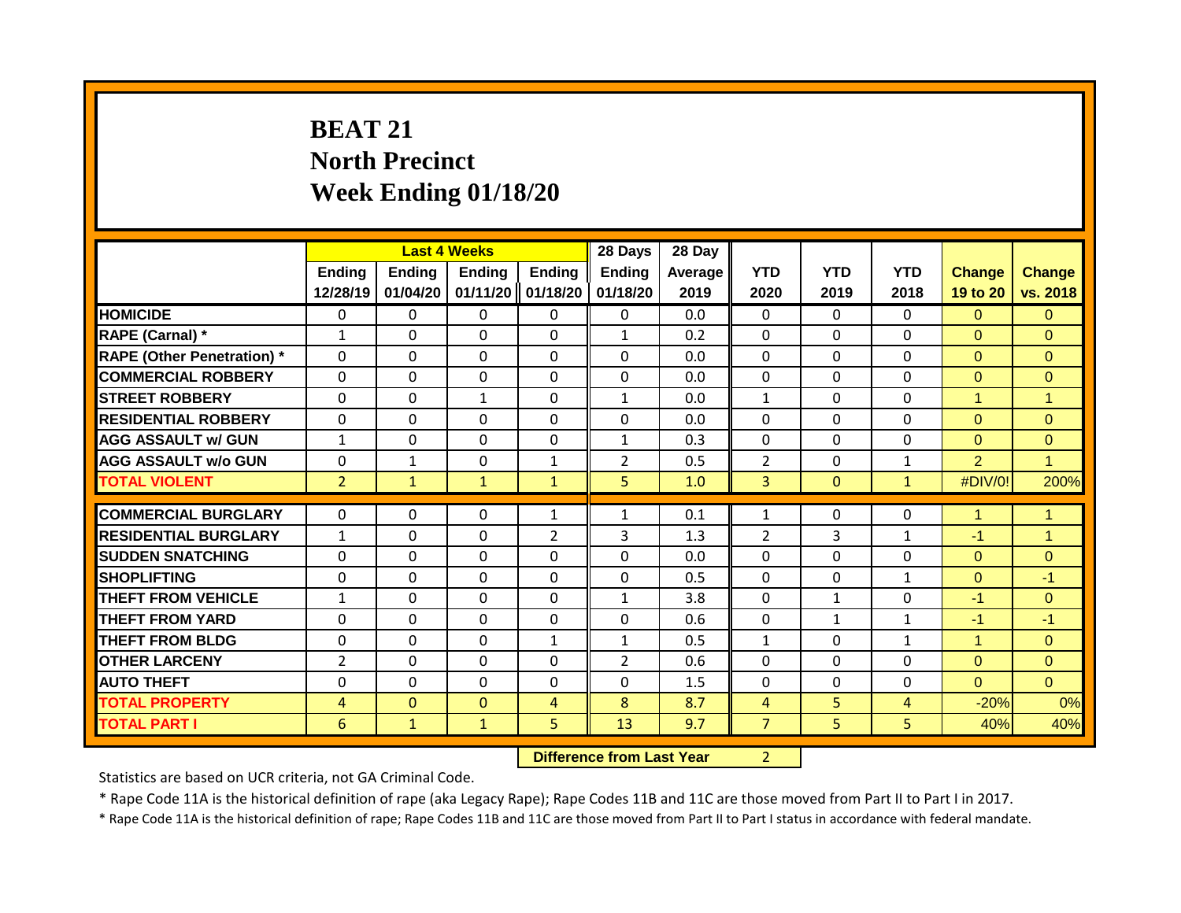# BEAT 21
# North Precinct
# Week Ending 01/18/20

| | Last 4 Weeks | | | | 28 Days | 28 Day | | | | | |
|---|---|---|---|---|---|---|---|---|---|---|---|
| | Ending 12/28/19 | Ending 01/04/20 | Ending 01/11/20 | Ending 01/18/20 | Ending 01/18/20 | Average 2019 | YTD 2020 | YTD 2019 | YTD 2018 | Change 19 to 20 | Change vs. 2018 |
| HOMICIDE | 0 | 0 | 0 | 0 | 0 | 0.0 | 0 | 0 | 0 | 0 | 0 |
| RAPE (Carnal) * | 1 | 0 | 0 | 0 | 1 | 0.2 | 0 | 0 | 0 | 0 | 0 |
| RAPE (Other Penetration) * | 0 | 0 | 0 | 0 | 0 | 0.0 | 0 | 0 | 0 | 0 | 0 |
| COMMERCIAL ROBBERY | 0 | 0 | 0 | 0 | 0 | 0.0 | 0 | 0 | 0 | 0 | 0 |
| STREET ROBBERY | 0 | 0 | 1 | 0 | 1 | 0.0 | 1 | 0 | 0 | 1 | 1 |
| RESIDENTIAL ROBBERY | 0 | 0 | 0 | 0 | 0 | 0.0 | 0 | 0 | 0 | 0 | 0 |
| AGG ASSAULT w/ GUN | 1 | 0 | 0 | 0 | 1 | 0.3 | 0 | 0 | 0 | 0 | 0 |
| AGG ASSAULT w/o GUN | 0 | 1 | 0 | 1 | 2 | 0.5 | 2 | 0 | 1 | 2 | 1 |
| TOTAL VIOLENT | 2 | 1 | 1 | 1 | 5 | 1.0 | 3 | 0 | 1 | #DIV/0! | 200% |
| COMMERCIAL BURGLARY | 0 | 0 | 0 | 1 | 1 | 0.1 | 1 | 0 | 0 | 1 | 1 |
| RESIDENTIAL BURGLARY | 1 | 0 | 0 | 2 | 3 | 1.3 | 2 | 3 | 1 | -1 | 1 |
| SUDDEN SNATCHING | 0 | 0 | 0 | 0 | 0 | 0.0 | 0 | 0 | 0 | 0 | 0 |
| SHOPLIFTING | 0 | 0 | 0 | 0 | 0 | 0.5 | 0 | 0 | 1 | 0 | -1 |
| THEFT FROM VEHICLE | 1 | 0 | 0 | 0 | 1 | 3.8 | 0 | 1 | 0 | -1 | 0 |
| THEFT FROM YARD | 0 | 0 | 0 | 0 | 0 | 0.6 | 0 | 1 | 1 | -1 | -1 |
| THEFT FROM BLDG | 0 | 0 | 0 | 1 | 1 | 0.5 | 1 | 0 | 1 | 1 | 0 |
| OTHER LARCENY | 2 | 0 | 0 | 0 | 2 | 0.6 | 0 | 0 | 0 | 0 | 0 |
| AUTO THEFT | 0 | 0 | 0 | 0 | 0 | 1.5 | 0 | 0 | 0 | 0 | 0 |
| TOTAL PROPERTY | 4 | 0 | 0 | 4 | 8 | 8.7 | 4 | 5 | 4 | -20% | 0% |
| TOTAL PART I | 6 | 1 | 1 | 5 | 13 | 9.7 | 7 | 5 | 5 | 40% | 40% |

**Difference from Last Year** 2

Statistics are based on UCR criteria, not GA Criminal Code.

* Rape Code 11A is the historical definition of rape (aka Legacy Rape); Rape Codes 11B and 11C are those moved from Part II to Part I in 2017.

* Rape Code 11A is the historical definition of rape; Rape Codes 11B and 11C are those moved from Part II to Part I status in accordance with federal mandate.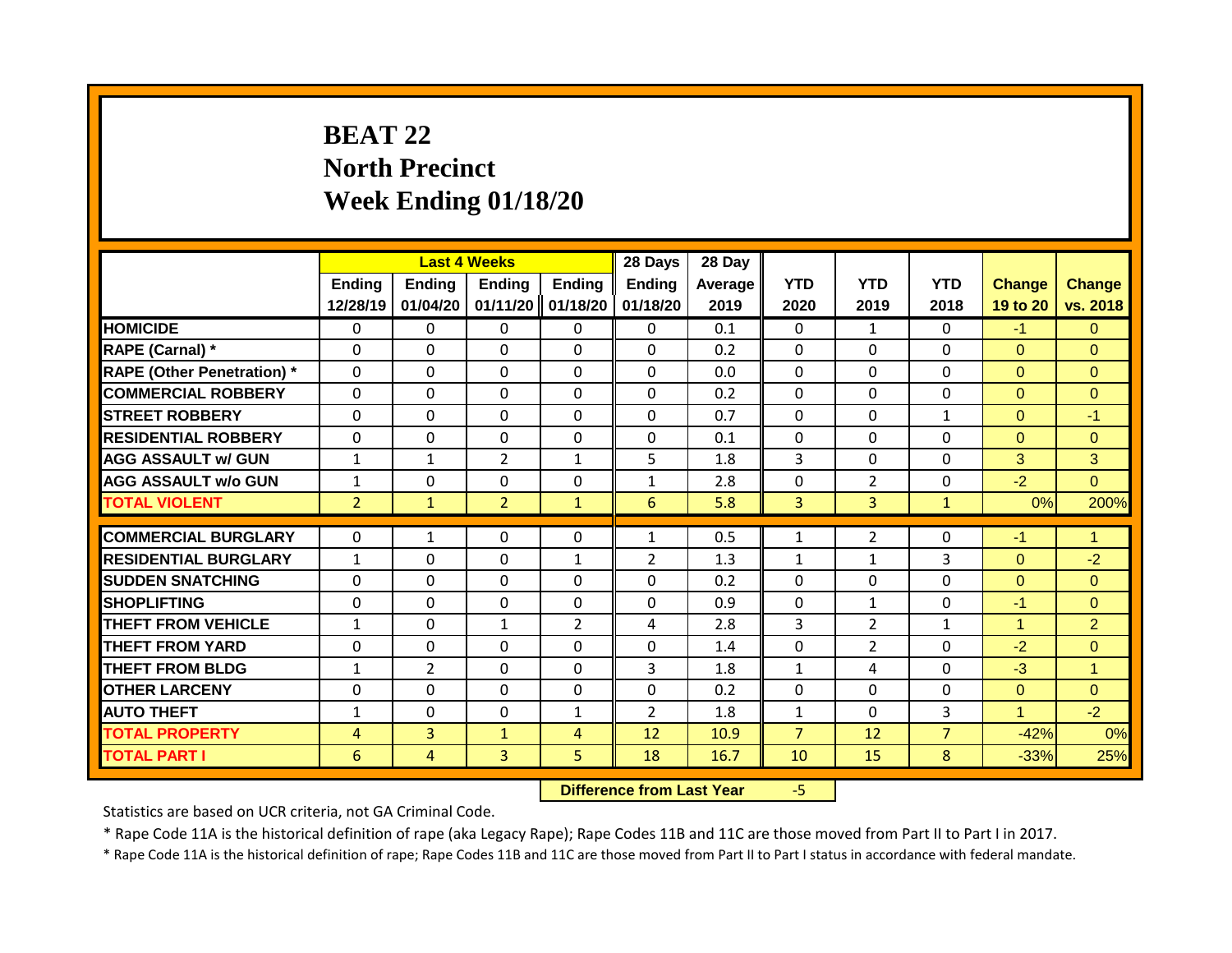# BEAT 22
## North Precinct
## Week Ending 01/18/20

| | Last 4 Weeks | | | | 28 Days | 28 Day | | | | | |
|---|---|---|---|---|---|---|---|---|---|---|---|
| | Ending 12/28/19 | Ending 01/04/20 | Ending 01/11/20 | Ending 01/18/20 | Ending 01/18/20 | Average 2019 | YTD 2020 | YTD 2019 | YTD 2018 | Change 19 to 20 | Change vs. 2018 |
| HOMICIDE | 0 | 0 | 0 | 0 | 0 | 0.1 | 0 | 1 | 0 | -1 | 0 |
| RAPE (Carnal) * | 0 | 0 | 0 | 0 | 0 | 0.2 | 0 | 0 | 0 | 0 | 0 |
| RAPE (Other Penetration) * | 0 | 0 | 0 | 0 | 0 | 0.0 | 0 | 0 | 0 | 0 | 0 |
| COMMERCIAL ROBBERY | 0 | 0 | 0 | 0 | 0 | 0.2 | 0 | 0 | 0 | 0 | 0 |
| STREET ROBBERY | 0 | 0 | 0 | 0 | 0 | 0.7 | 0 | 0 | 1 | 0 | -1 |
| RESIDENTIAL ROBBERY | 0 | 0 | 0 | 0 | 0 | 0.1 | 0 | 0 | 0 | 0 | 0 |
| AGG ASSAULT w/ GUN | 1 | 1 | 2 | 1 | 5 | 1.8 | 3 | 0 | 0 | 3 | 3 |
| AGG ASSAULT w/o GUN | 1 | 0 | 0 | 0 | 1 | 2.8 | 0 | 2 | 0 | -2 | 0 |
| TOTAL VIOLENT | 2 | 1 | 2 | 1 | 6 | 5.8 | 3 | 3 | 1 | 0% | 200% |
| COMMERCIAL BURGLARY | 0 | 1 | 0 | 0 | 1 | 0.5 | 1 | 2 | 0 | -1 | 1 |
| RESIDENTIAL BURGLARY | 1 | 0 | 0 | 1 | 2 | 1.3 | 1 | 1 | 3 | 0 | -2 |
| SUDDEN SNATCHING | 0 | 0 | 0 | 0 | 0 | 0.2 | 0 | 0 | 0 | 0 | 0 |
| SHOPLIFTING | 0 | 0 | 0 | 0 | 0 | 0.9 | 0 | 1 | 0 | -1 | 0 |
| THEFT FROM VEHICLE | 1 | 0 | 1 | 2 | 4 | 2.8 | 3 | 2 | 1 | 1 | 2 |
| THEFT FROM YARD | 0 | 0 | 0 | 0 | 0 | 1.4 | 0 | 2 | 0 | -2 | 0 |
| THEFT FROM BLDG | 1 | 2 | 0 | 0 | 3 | 1.8 | 1 | 4 | 0 | -3 | 1 |
| OTHER LARCENY | 0 | 0 | 0 | 0 | 0 | 0.2 | 0 | 0 | 0 | 0 | 0 |
| AUTO THEFT | 1 | 0 | 0 | 1 | 2 | 1.8 | 1 | 0 | 3 | 1 | -2 |
| TOTAL PROPERTY | 4 | 3 | 1 | 4 | 12 | 10.9 | 7 | 12 | 7 | -42% | 0% |
| TOTAL PART I | 6 | 4 | 3 | 5 | 18 | 16.7 | 10 | 15 | 8 | -33% | 25% |

**Difference from Last Year** -5

Statistics are based on UCR criteria, not GA Criminal Code.

* Rape Code 11A is the historical definition of rape (aka Legacy Rape); Rape Codes 11B and 11C are those moved from Part II to Part I in 2017.

* Rape Code 11A is the historical definition of rape; Rape Codes 11B and 11C are those moved from Part II to Part I status in accordance with federal mandate.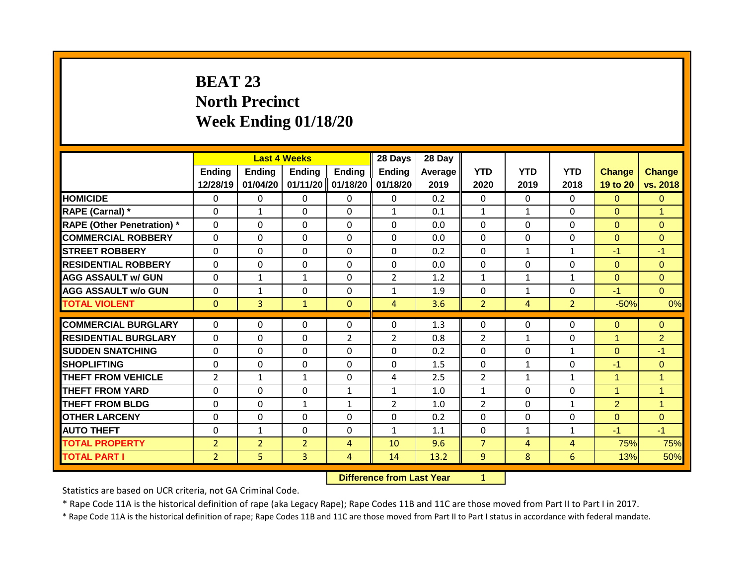# BEAT 23
# North Precinct
# Week Ending 01/18/20

| | Last 4 Weeks | | | | 28 Days | 28 Day | | | | | |
|---|---|---|---|---|---|---|---|---|---|---|---|
| | Ending 12/28/19 | Ending 01/04/20 | Ending 01/11/20 | Ending 01/18/20 | Ending 01/18/20 | Average 2019 | YTD 2020 | YTD 2019 | YTD 2018 | Change 19 to 20 | Change vs. 2018 |
| HOMICIDE | 0 | 0 | 0 | 0 | 0 | 0.2 | 0 | 0 | 0 | 0 | 0 |
| RAPE (Carnal) * | 0 | 1 | 0 | 0 | 1 | 0.1 | 1 | 1 | 0 | 0 | 1 |
| RAPE (Other Penetration) * | 0 | 0 | 0 | 0 | 0 | 0.0 | 0 | 0 | 0 | 0 | 0 |
| COMMERCIAL ROBBERY | 0 | 0 | 0 | 0 | 0 | 0.0 | 0 | 0 | 0 | 0 | 0 |
| STREET ROBBERY | 0 | 0 | 0 | 0 | 0 | 0.2 | 0 | 1 | 1 | -1 | -1 |
| RESIDENTIAL ROBBERY | 0 | 0 | 0 | 0 | 0 | 0.0 | 0 | 0 | 0 | 0 | 0 |
| AGG ASSAULT w/ GUN | 0 | 1 | 1 | 0 | 2 | 1.2 | 1 | 1 | 1 | 0 | 0 |
| AGG ASSAULT w/o GUN | 0 | 1 | 0 | 0 | 1 | 1.9 | 0 | 1 | 0 | -1 | 0 |
| TOTAL VIOLENT | 0 | 3 | 1 | 0 | 4 | 3.6 | 2 | 4 | 2 | -50% | 0% |
| COMMERCIAL BURGLARY | 0 | 0 | 0 | 0 | 0 | 1.3 | 0 | 0 | 0 | 0 | 0 |
| RESIDENTIAL BURGLARY | 0 | 0 | 0 | 2 | 2 | 0.8 | 2 | 1 | 0 | 1 | 2 |
| SUDDEN SNATCHING | 0 | 0 | 0 | 0 | 0 | 0.2 | 0 | 0 | 1 | 0 | -1 |
| SHOPLIFTING | 0 | 0 | 0 | 0 | 0 | 1.5 | 0 | 1 | 0 | -1 | 0 |
| THEFT FROM VEHICLE | 2 | 1 | 1 | 0 | 4 | 2.5 | 2 | 1 | 1 | 1 | 1 |
| THEFT FROM YARD | 0 | 0 | 0 | 1 | 1 | 1.0 | 1 | 0 | 0 | 1 | 1 |
| THEFT FROM BLDG | 0 | 0 | 1 | 1 | 2 | 1.0 | 2 | 0 | 1 | 2 | 1 |
| OTHER LARCENY | 0 | 0 | 0 | 0 | 0 | 0.2 | 0 | 0 | 0 | 0 | 0 |
| AUTO THEFT | 0 | 1 | 0 | 0 | 1 | 1.1 | 0 | 1 | 1 | -1 | -1 |
| TOTAL PROPERTY | 2 | 2 | 2 | 4 | 10 | 9.6 | 7 | 4 | 4 | 75% | 75% |
| TOTAL PART I | 2 | 5 | 3 | 4 | 14 | 13.2 | 9 | 8 | 6 | 13% | 50% |

**Difference from Last Year** 1

Statistics are based on UCR criteria, not GA Criminal Code.

* Rape Code 11A is the historical definition of rape (aka Legacy Rape); Rape Codes 11B and 11C are those moved from Part II to Part I in 2017.

* Rape Code 11A is the historical definition of rape; Rape Codes 11B and 11C are those moved from Part II to Part I status in accordance with federal mandate.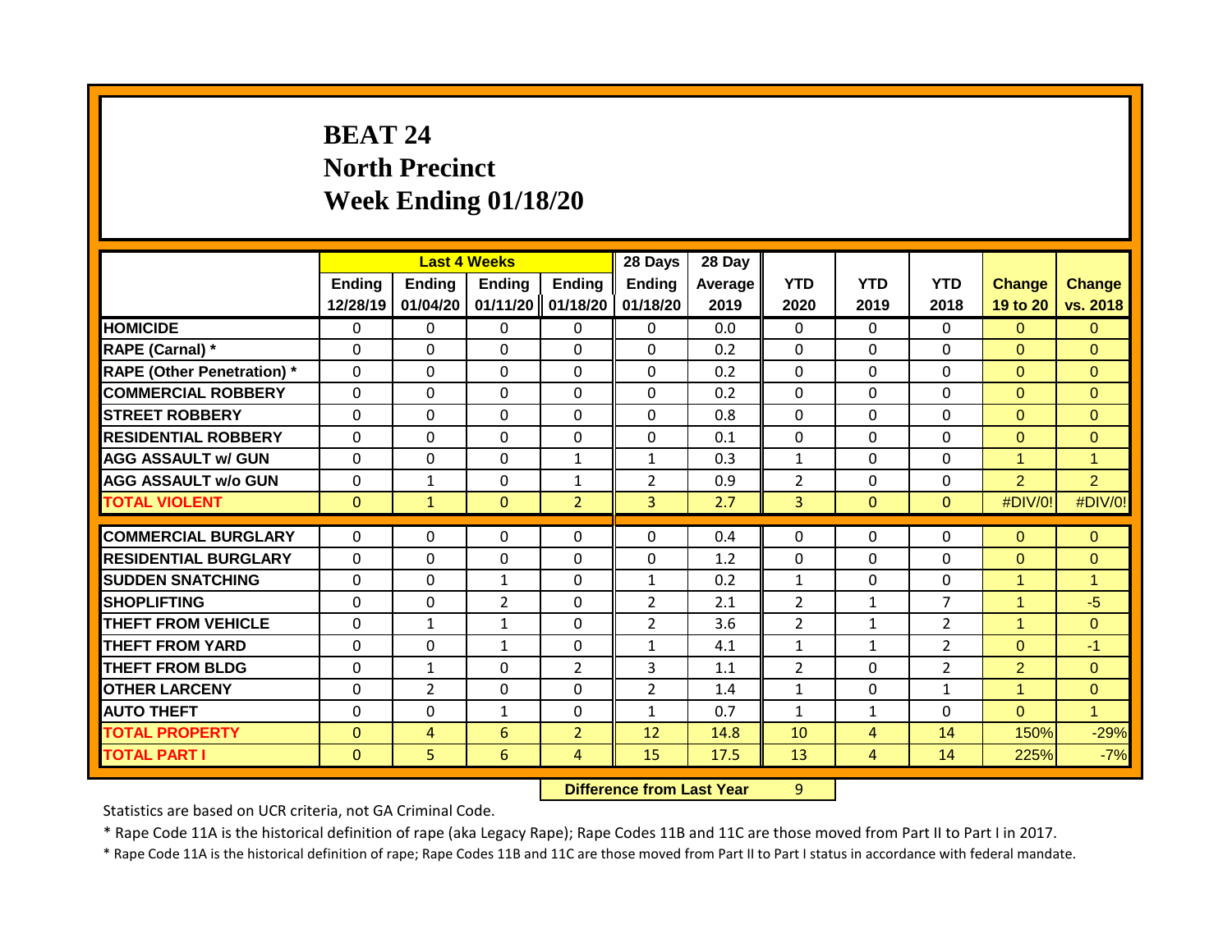# BEAT 24
## North Precinct
## Week Ending 01/18/20

| | Last 4 Weeks | | | | 28 Days | 28 Day | | | | | |
|---|---|---|---|---|---|---|---|---|---|---|---|
| | Ending 12/28/19 | Ending 01/04/20 | Ending 01/11/20 | Ending 01/18/20 | Ending 01/18/20 | Average 2019 | YTD 2020 | YTD 2019 | YTD 2018 | Change 19 to 20 | Change vs. 2018 |
| HOMICIDE | 0 | 0 | 0 | 0 | 0 | 0.0 | 0 | 0 | 0 | 0 | 0 |
| RAPE (Carnal) * | 0 | 0 | 0 | 0 | 0 | 0.2 | 0 | 0 | 0 | 0 | 0 |
| RAPE (Other Penetration) * | 0 | 0 | 0 | 0 | 0 | 0.2 | 0 | 0 | 0 | 0 | 0 |
| COMMERCIAL ROBBERY | 0 | 0 | 0 | 0 | 0 | 0.2 | 0 | 0 | 0 | 0 | 0 |
| STREET ROBBERY | 0 | 0 | 0 | 0 | 0 | 0.8 | 0 | 0 | 0 | 0 | 0 |
| RESIDENTIAL ROBBERY | 0 | 0 | 0 | 0 | 0 | 0.1 | 0 | 0 | 0 | 0 | 0 |
| AGG ASSAULT w/ GUN | 0 | 0 | 0 | 1 | 1 | 0.3 | 1 | 0 | 0 | 1 | 1 |
| AGG ASSAULT w/o GUN | 0 | 1 | 0 | 1 | 2 | 0.9 | 2 | 0 | 0 | 2 | 2 |
| TOTAL VIOLENT | 0 | 1 | 0 | 2 | 3 | 2.7 | 3 | 0 | 0 | #DIV/0! | #DIV/0! |
| COMMERCIAL BURGLARY | 0 | 0 | 0 | 0 | 0 | 0.4 | 0 | 0 | 0 | 0 | 0 |
| RESIDENTIAL BURGLARY | 0 | 0 | 0 | 0 | 0 | 1.2 | 0 | 0 | 0 | 0 | 0 |
| SUDDEN SNATCHING | 0 | 0 | 1 | 0 | 1 | 0.2 | 1 | 0 | 0 | 1 | 1 |
| SHOPLIFTING | 0 | 0 | 2 | 0 | 2 | 2.1 | 2 | 1 | 7 | 1 | -5 |
| THEFT FROM VEHICLE | 0 | 1 | 1 | 0 | 2 | 3.6 | 2 | 1 | 2 | 1 | 0 |
| THEFT FROM YARD | 0 | 0 | 1 | 0 | 1 | 4.1 | 1 | 1 | 2 | 0 | -1 |
| THEFT FROM BLDG | 0 | 1 | 0 | 2 | 3 | 1.1 | 2 | 0 | 2 | 2 | 0 |
| OTHER LARCENY | 0 | 2 | 0 | 0 | 2 | 1.4 | 1 | 0 | 1 | 1 | 0 |
| AUTO THEFT | 0 | 0 | 1 | 0 | 1 | 0.7 | 1 | 1 | 0 | 0 | 1 |
| TOTAL PROPERTY | 0 | 4 | 6 | 2 | 12 | 14.8 | 10 | 4 | 14 | 150% | -29% |
| TOTAL PART I | 0 | 5 | 6 | 4 | 15 | 17.5 | 13 | 4 | 14 | 225% | -7% |

**Difference from Last Year** 9

Statistics are based on UCR criteria, not GA Criminal Code.

* Rape Code 11A is the historical definition of rape (aka Legacy Rape); Rape Codes 11B and 11C are those moved from Part II to Part I in 2017.

* Rape Code 11A is the historical definition of rape; Rape Codes 11B and 11C are those moved from Part II to Part I status in accordance with federal mandate.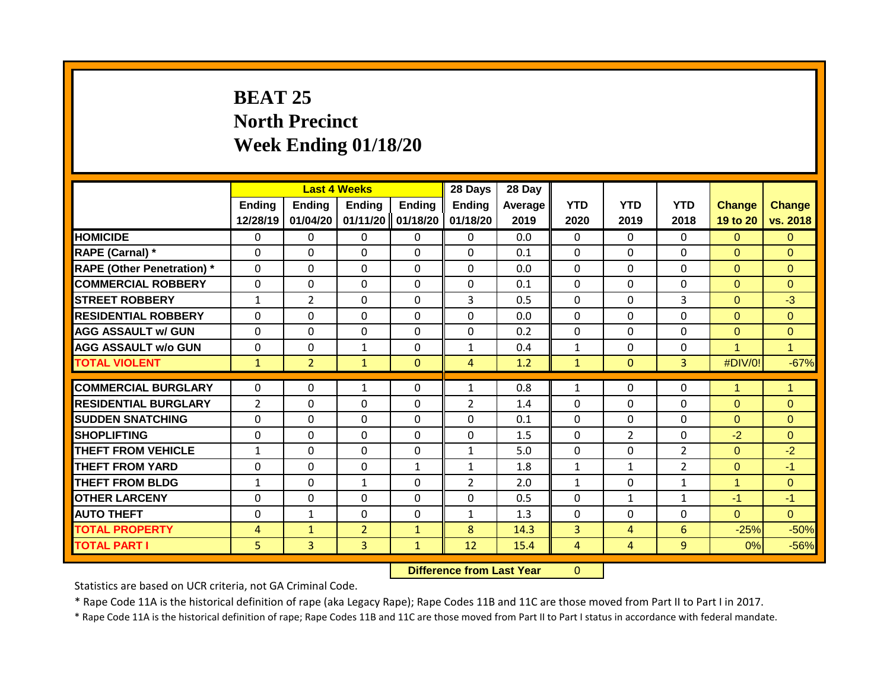# BEAT 25
# North Precinct
# Week Ending 01/18/20

| | Last 4 Weeks | | | | 28 Days | 28 Day | | | | | |
|---|---|---|---|---|---|---|---|---|---|---|---|
| | Ending 12/28/19 | Ending 01/04/20 | Ending 01/11/20 | Ending 01/18/20 | Ending 01/18/20 | Average 2019 | YTD 2020 | YTD 2019 | YTD 2018 | Change 19 to 20 | Change vs. 2018 |
| **HOMICIDE** | 0 | 0 | 0 | 0 | 0 | 0.0 | 0 | 0 | 0 | 0 | 0 |
| **RAPE (Carnal) *** | 0 | 0 | 0 | 0 | 0 | 0.1 | 0 | 0 | 0 | 0 | 0 |
| **RAPE (Other Penetration) *** | 0 | 0 | 0 | 0 | 0 | 0.0 | 0 | 0 | 0 | 0 | 0 |
| **COMMERCIAL ROBBERY** | 0 | 0 | 0 | 0 | 0 | 0.1 | 0 | 0 | 0 | 0 | 0 |
| **STREET ROBBERY** | 1 | 2 | 0 | 0 | 3 | 0.5 | 0 | 0 | 3 | 0 | -3 |
| **RESIDENTIAL ROBBERY** | 0 | 0 | 0 | 0 | 0 | 0.0 | 0 | 0 | 0 | 0 | 0 |
| **AGG ASSAULT w/ GUN** | 0 | 0 | 0 | 0 | 0 | 0.2 | 0 | 0 | 0 | 0 | 0 |
| **AGG ASSAULT w/o GUN** | 0 | 0 | 1 | 0 | 1 | 0.4 | 1 | 0 | 0 | 1 | 1 |
| **TOTAL VIOLENT** | 1 | 2 | 1 | 0 | 4 | 1.2 | 1 | 0 | 3 | #DIV/0! | -67% |
| **COMMERCIAL BURGLARY** | 0 | 0 | 1 | 0 | 1 | 0.8 | 1 | 0 | 0 | 1 | 1 |
| **RESIDENTIAL BURGLARY** | 2 | 0 | 0 | 0 | 2 | 1.4 | 0 | 0 | 0 | 0 | 0 |
| **SUDDEN SNATCHING** | 0 | 0 | 0 | 0 | 0 | 0.1 | 0 | 0 | 0 | 0 | 0 |
| **SHOPLIFTING** | 0 | 0 | 0 | 0 | 0 | 1.5 | 0 | 2 | 0 | -2 | 0 |
| **THEFT FROM VEHICLE** | 1 | 0 | 0 | 0 | 1 | 5.0 | 0 | 0 | 2 | 0 | -2 |
| **THEFT FROM YARD** | 0 | 0 | 0 | 1 | 1 | 1.8 | 1 | 1 | 2 | 0 | -1 |
| **THEFT FROM BLDG** | 1 | 0 | 1 | 0 | 2 | 2.0 | 1 | 0 | 1 | 1 | 0 |
| **OTHER LARCENY** | 0 | 0 | 0 | 0 | 0 | 0.5 | 0 | 1 | 1 | -1 | -1 |
| **AUTO THEFT** | 0 | 1 | 0 | 0 | 1 | 1.3 | 0 | 0 | 0 | 0 | 0 |
| **TOTAL PROPERTY** | 4 | 1 | 2 | 1 | 8 | 14.3 | 3 | 4 | 6 | -25% | -50% |
| **TOTAL PART I** | 5 | 3 | 3 | 1 | 12 | 15.4 | 4 | 4 | 9 | 0% | -56% |

**Difference from Last Year** 0

Statistics are based on UCR criteria, not GA Criminal Code.

* Rape Code 11A is the historical definition of rape (aka Legacy Rape); Rape Codes 11B and 11C are those moved from Part II to Part I in 2017.

* Rape Code 11A is the historical definition of rape; Rape Codes 11B and 11C are those moved from Part II to Part I status in accordance with federal mandate.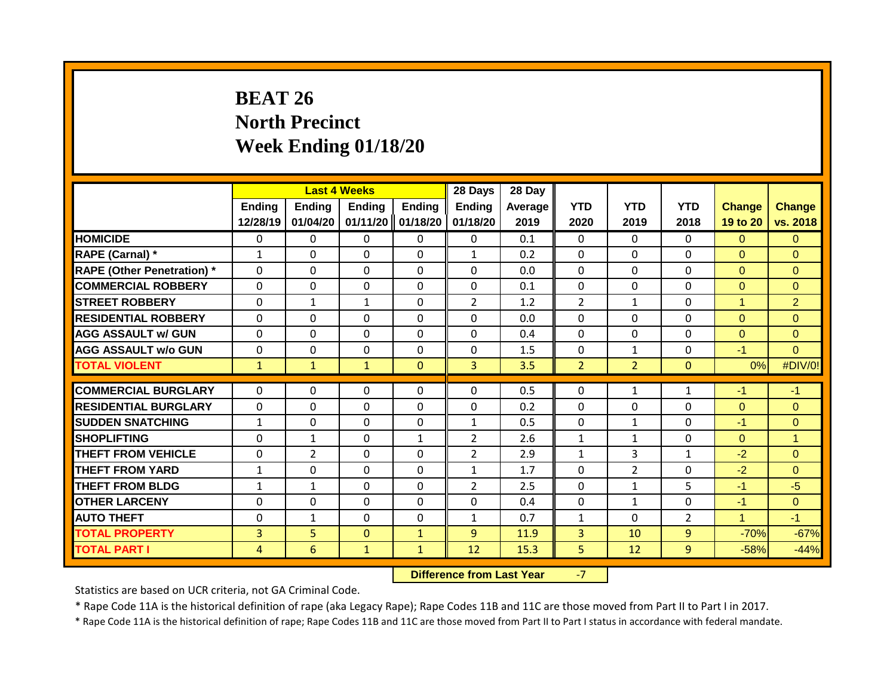# BEAT 26
# North Precinct
# Week Ending 01/18/20

| | Last 4 Weeks | | | | 28 Days | 28 Day | | | | | |
|---|---|---|---|---|---|---|---|---|---|---|---|
| | Ending 12/28/19 | Ending 01/04/20 | Ending 01/11/20 | Ending 01/18/20 | Ending 01/18/20 | Average 2019 | YTD 2020 | YTD 2019 | YTD 2018 | Change 19 to 20 | Change vs. 2018 |
| HOMICIDE | 0 | 0 | 0 | 0 | 0 | 0.1 | 0 | 0 | 0 | 0 | 0 |
| RAPE (Carnal) * | 1 | 0 | 0 | 0 | 1 | 0.2 | 0 | 0 | 0 | 0 | 0 |
| RAPE (Other Penetration) * | 0 | 0 | 0 | 0 | 0 | 0.0 | 0 | 0 | 0 | 0 | 0 |
| COMMERCIAL ROBBERY | 0 | 0 | 0 | 0 | 0 | 0.1 | 0 | 0 | 0 | 0 | 0 |
| STREET ROBBERY | 0 | 1 | 1 | 0 | 2 | 1.2 | 2 | 1 | 0 | 1 | 2 |
| RESIDENTIAL ROBBERY | 0 | 0 | 0 | 0 | 0 | 0.0 | 0 | 0 | 0 | 0 | 0 |
| AGG ASSAULT w/ GUN | 0 | 0 | 0 | 0 | 0 | 0.4 | 0 | 0 | 0 | 0 | 0 |
| AGG ASSAULT w/o GUN | 0 | 0 | 0 | 0 | 0 | 1.5 | 0 | 1 | 0 | -1 | 0 |
| TOTAL VIOLENT | 1 | 1 | 1 | 0 | 3 | 3.5 | 2 | 2 | 0 | 0% | #DIV/0! |
| COMMERCIAL BURGLARY | 0 | 0 | 0 | 0 | 0 | 0.5 | 0 | 1 | 1 | -1 | -1 |
| RESIDENTIAL BURGLARY | 0 | 0 | 0 | 0 | 0 | 0.2 | 0 | 0 | 0 | 0 | 0 |
| SUDDEN SNATCHING | 1 | 0 | 0 | 0 | 1 | 0.5 | 0 | 1 | 0 | -1 | 0 |
| SHOPLIFTING | 0 | 1 | 0 | 1 | 2 | 2.6 | 1 | 1 | 0 | 0 | 1 |
| THEFT FROM VEHICLE | 0 | 2 | 0 | 0 | 2 | 2.9 | 1 | 3 | 1 | -2 | 0 |
| THEFT FROM YARD | 1 | 0 | 0 | 0 | 1 | 1.7 | 0 | 2 | 0 | -2 | 0 |
| THEFT FROM BLDG | 1 | 1 | 0 | 0 | 2 | 2.5 | 0 | 1 | 5 | -1 | -5 |
| OTHER LARCENY | 0 | 0 | 0 | 0 | 0 | 0.4 | 0 | 1 | 0 | -1 | 0 |
| AUTO THEFT | 0 | 1 | 0 | 0 | 1 | 0.7 | 1 | 0 | 2 | 1 | -1 |
| TOTAL PROPERTY | 3 | 5 | 0 | 1 | 9 | 11.9 | 3 | 10 | 9 | -70% | -67% |
| TOTAL PART I | 4 | 6 | 1 | 1 | 12 | 15.3 | 5 | 12 | 9 | -58% | -44% |

**Difference from Last Year** -7

Statistics are based on UCR criteria, not GA Criminal Code.

* Rape Code 11A is the historical definition of rape (aka Legacy Rape); Rape Codes 11B and 11C are those moved from Part II to Part I in 2017.

* Rape Code 11A is the historical definition of rape; Rape Codes 11B and 11C are those moved from Part II to Part I status in accordance with federal mandate.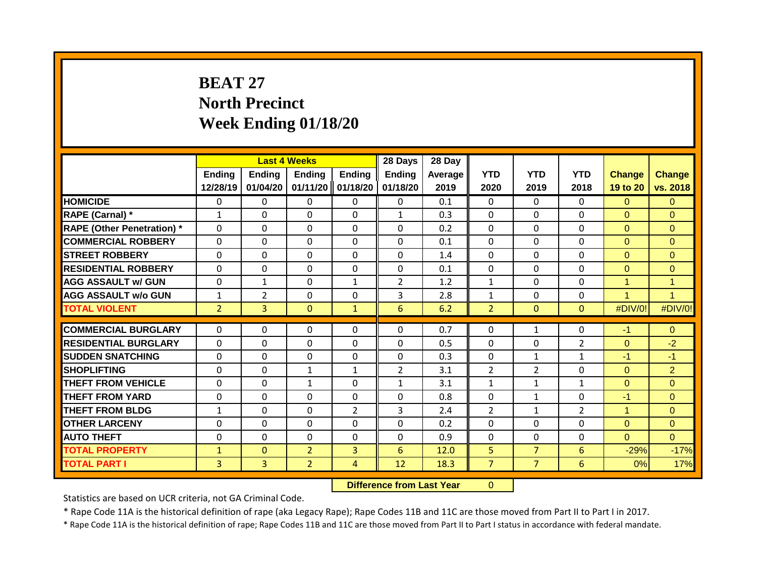# BEAT 27
# North Precinct
# Week Ending 01/18/20

| | Last 4 Weeks | | | | 28 Days | 28 Day | | | | | |
|---|---|---|---|---|---|---|---|---|---|---|---|
| | Ending 12/28/19 | Ending 01/04/20 | Ending 01/11/20 | Ending 01/18/20 | Ending 01/18/20 | Average 2019 | YTD 2020 | YTD 2019 | YTD 2018 | Change 19 to 20 | Change vs. 2018 |
| HOMICIDE | 0 | 0 | 0 | 0 | 0 | 0.1 | 0 | 0 | 0 | 0 | 0 |
| RAPE (Carnal) * | 1 | 0 | 0 | 0 | 1 | 0.3 | 0 | 0 | 0 | 0 | 0 |
| RAPE (Other Penetration) * | 0 | 0 | 0 | 0 | 0 | 0.2 | 0 | 0 | 0 | 0 | 0 |
| COMMERCIAL ROBBERY | 0 | 0 | 0 | 0 | 0 | 0.1 | 0 | 0 | 0 | 0 | 0 |
| STREET ROBBERY | 0 | 0 | 0 | 0 | 0 | 1.4 | 0 | 0 | 0 | 0 | 0 |
| RESIDENTIAL ROBBERY | 0 | 0 | 0 | 0 | 0 | 0.1 | 0 | 0 | 0 | 0 | 0 |
| AGG ASSAULT w/ GUN | 0 | 1 | 0 | 1 | 2 | 1.2 | 1 | 0 | 0 | 1 | 1 |
| AGG ASSAULT w/o GUN | 1 | 2 | 0 | 0 | 3 | 2.8 | 1 | 0 | 0 | 1 | 1 |
| TOTAL VIOLENT | 2 | 3 | 0 | 1 | 6 | 6.2 | 2 | 0 | 0 | #DIV/0! | #DIV/0! |
| COMMERCIAL BURGLARY | 0 | 0 | 0 | 0 | 0 | 0.7 | 0 | 1 | 0 | -1 | 0 |
| RESIDENTIAL BURGLARY | 0 | 0 | 0 | 0 | 0 | 0.5 | 0 | 0 | 2 | 0 | -2 |
| SUDDEN SNATCHING | 0 | 0 | 0 | 0 | 0 | 0.3 | 0 | 1 | 1 | -1 | -1 |
| SHOPLIFTING | 0 | 0 | 1 | 1 | 2 | 3.1 | 2 | 2 | 0 | 0 | 2 |
| THEFT FROM VEHICLE | 0 | 0 | 1 | 0 | 1 | 3.1 | 1 | 1 | 1 | 0 | 0 |
| THEFT FROM YARD | 0 | 0 | 0 | 0 | 0 | 0.8 | 0 | 1 | 0 | -1 | 0 |
| THEFT FROM BLDG | 1 | 0 | 0 | 2 | 3 | 2.4 | 2 | 1 | 2 | 1 | 0 |
| OTHER LARCENY | 0 | 0 | 0 | 0 | 0 | 0.2 | 0 | 0 | 0 | 0 | 0 |
| AUTO THEFT | 0 | 0 | 0 | 0 | 0 | 0.9 | 0 | 0 | 0 | 0 | 0 |
| TOTAL PROPERTY | 1 | 0 | 2 | 3 | 6 | 12.0 | 5 | 7 | 6 | -29% | -17% |
| TOTAL PART I | 3 | 3 | 2 | 4 | 12 | 18.3 | 7 | 7 | 6 | 0% | 17% |

**Difference from Last Year** 0

Statistics are based on UCR criteria, not GA Criminal Code.

* Rape Code 11A is the historical definition of rape (aka Legacy Rape); Rape Codes 11B and 11C are those moved from Part II to Part I in 2017.

* Rape Code 11A is the historical definition of rape; Rape Codes 11B and 11C are those moved from Part II to Part I status in accordance with federal mandate.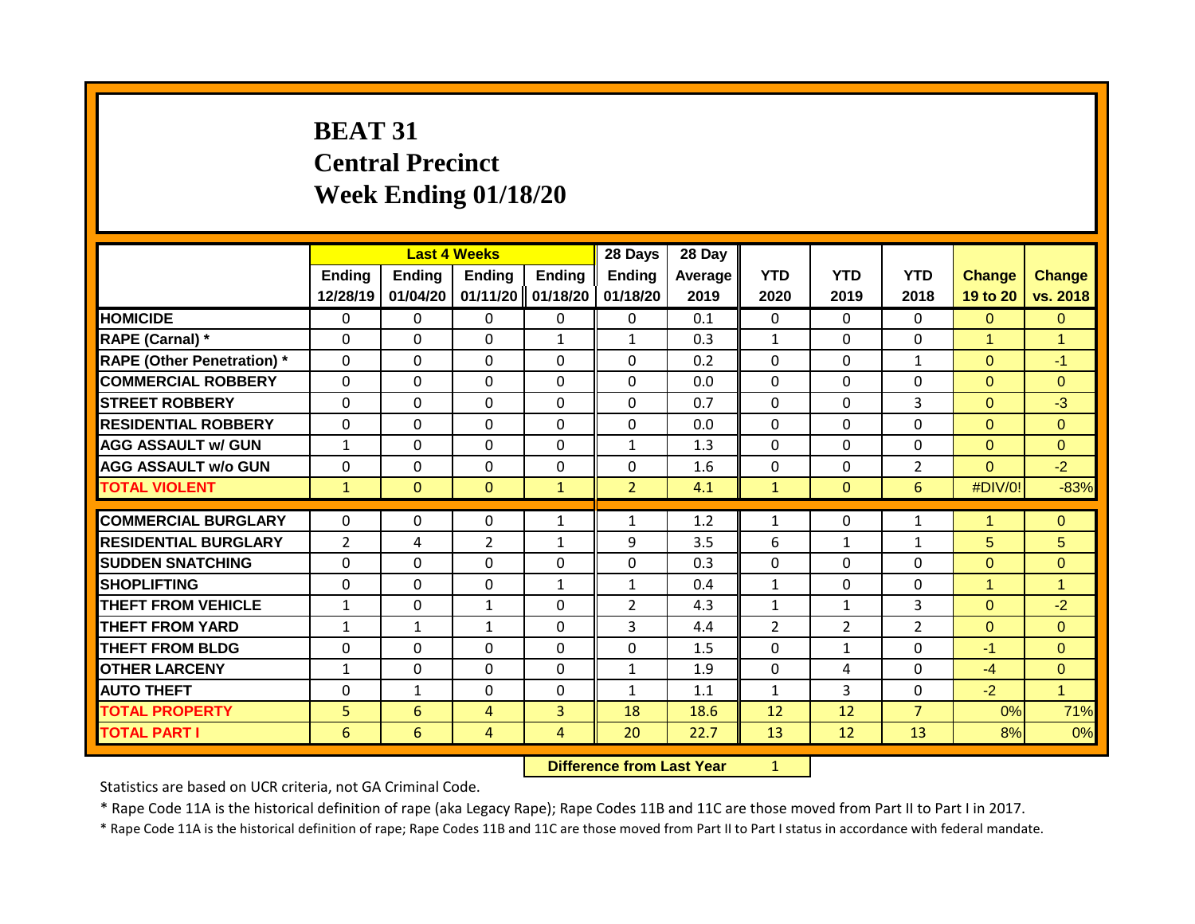# BEAT 31
## Central Precinct
## Week Ending 01/18/20

| | Last 4 Weeks | | | | 28 Days | 28 Day | | | | | |
|---|---|---|---|---|---|---|---|---|---|---|---|
| | Ending 12/28/19 | Ending 01/04/20 | Ending 01/11/20 | Ending 01/18/20 | Ending 01/18/20 | Average 2019 | YTD 2020 | YTD 2019 | YTD 2018 | Change 19 to 20 | Change vs. 2018 |
| HOMICIDE | 0 | 0 | 0 | 0 | 0 | 0.1 | 0 | 0 | 0 | 0 | 0 |
| RAPE (Carnal) * | 0 | 0 | 0 | 1 | 1 | 0.3 | 1 | 0 | 0 | 1 | 1 |
| RAPE (Other Penetration) * | 0 | 0 | 0 | 0 | 0 | 0.2 | 0 | 0 | 1 | 0 | -1 |
| COMMERCIAL ROBBERY | 0 | 0 | 0 | 0 | 0 | 0.0 | 0 | 0 | 0 | 0 | 0 |
| STREET ROBBERY | 0 | 0 | 0 | 0 | 0 | 0.7 | 0 | 0 | 3 | 0 | -3 |
| RESIDENTIAL ROBBERY | 0 | 0 | 0 | 0 | 0 | 0.0 | 0 | 0 | 0 | 0 | 0 |
| AGG ASSAULT w/ GUN | 1 | 0 | 0 | 0 | 1 | 1.3 | 0 | 0 | 0 | 0 | 0 |
| AGG ASSAULT w/o GUN | 0 | 0 | 0 | 0 | 0 | 1.6 | 0 | 0 | 2 | 0 | -2 |
| TOTAL VIOLENT | 1 | 0 | 0 | 1 | 2 | 4.1 | 1 | 0 | 6 | #DIV/0! | -83% |
| COMMERCIAL BURGLARY | 0 | 0 | 0 | 1 | 1 | 1.2 | 1 | 0 | 1 | 1 | 0 |
| RESIDENTIAL BURGLARY | 2 | 4 | 2 | 1 | 9 | 3.5 | 6 | 1 | 1 | 5 | 5 |
| SUDDEN SNATCHING | 0 | 0 | 0 | 0 | 0 | 0.3 | 0 | 0 | 0 | 0 | 0 |
| SHOPLIFTING | 0 | 0 | 0 | 1 | 1 | 0.4 | 1 | 0 | 0 | 1 | 1 |
| THEFT FROM VEHICLE | 1 | 0 | 1 | 0 | 2 | 4.3 | 1 | 1 | 3 | 0 | -2 |
| THEFT FROM YARD | 1 | 1 | 1 | 0 | 3 | 4.4 | 2 | 2 | 2 | 0 | 0 |
| THEFT FROM BLDG | 0 | 0 | 0 | 0 | 0 | 1.5 | 0 | 1 | 0 | -1 | 0 |
| OTHER LARCENY | 1 | 0 | 0 | 0 | 1 | 1.9 | 0 | 4 | 0 | -4 | 0 |
| AUTO THEFT | 0 | 1 | 0 | 0 | 1 | 1.1 | 1 | 3 | 0 | -2 | 1 |
| TOTAL PROPERTY | 5 | 6 | 4 | 3 | 18 | 18.6 | 12 | 12 | 7 | 0% | 71% |
| TOTAL PART I | 6 | 6 | 4 | 4 | 20 | 22.7 | 13 | 12 | 13 | 8% | 0% |

**Difference from Last Year** 1

Statistics are based on UCR criteria, not GA Criminal Code.

* Rape Code 11A is the historical definition of rape (aka Legacy Rape); Rape Codes 11B and 11C are those moved from Part II to Part I in 2017.

* Rape Code 11A is the historical definition of rape; Rape Codes 11B and 11C are those moved from Part II to Part I status in accordance with federal mandate.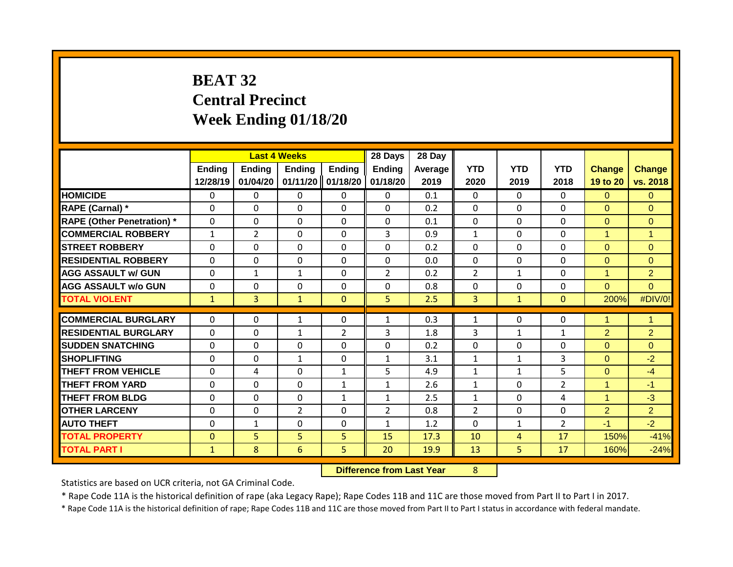# BEAT 32
## Central Precinct
## Week Ending 01/18/20

| | Last 4 Weeks | | | | 28 Days | 28 Day | | | | | |
|---|---|---|---|---|---|---|---|---|---|---|---|
| | Ending 12/28/19 | Ending 01/04/20 | Ending 01/11/20 | Ending 01/18/20 | Ending 01/18/20 | Average 2019 | YTD 2020 | YTD 2019 | YTD 2018 | Change 19 to 20 | Change vs. 2018 |
| HOMICIDE | 0 | 0 | 0 | 0 | 0 | 0.1 | 0 | 0 | 0 | 0 | 0 |
| RAPE (Carnal) * | 0 | 0 | 0 | 0 | 0 | 0.2 | 0 | 0 | 0 | 0 | 0 |
| RAPE (Other Penetration) * | 0 | 0 | 0 | 0 | 0 | 0.1 | 0 | 0 | 0 | 0 | 0 |
| COMMERCIAL ROBBERY | 1 | 2 | 0 | 0 | 3 | 0.9 | 1 | 0 | 0 | 1 | 1 |
| STREET ROBBERY | 0 | 0 | 0 | 0 | 0 | 0.2 | 0 | 0 | 0 | 0 | 0 |
| RESIDENTIAL ROBBERY | 0 | 0 | 0 | 0 | 0 | 0.0 | 0 | 0 | 0 | 0 | 0 |
| AGG ASSAULT w/ GUN | 0 | 1 | 1 | 0 | 2 | 0.2 | 2 | 1 | 0 | 1 | 2 |
| AGG ASSAULT w/o GUN | 0 | 0 | 0 | 0 | 0 | 0.8 | 0 | 0 | 0 | 0 | 0 |
| TOTAL VIOLENT | 1 | 3 | 1 | 0 | 5 | 2.5 | 3 | 1 | 0 | 200% | #DIV/0! |
| COMMERCIAL BURGLARY | 0 | 0 | 1 | 0 | 1 | 0.3 | 1 | 0 | 0 | 1 | 1 |
| RESIDENTIAL BURGLARY | 0 | 0 | 1 | 2 | 3 | 1.8 | 3 | 1 | 1 | 2 | 2 |
| SUDDEN SNATCHING | 0 | 0 | 0 | 0 | 0 | 0.2 | 0 | 0 | 0 | 0 | 0 |
| SHOPLIFTING | 0 | 0 | 1 | 0 | 1 | 3.1 | 1 | 1 | 3 | 0 | -2 |
| THEFT FROM VEHICLE | 0 | 4 | 0 | 1 | 5 | 4.9 | 1 | 1 | 5 | 0 | -4 |
| THEFT FROM YARD | 0 | 0 | 0 | 1 | 1 | 2.6 | 1 | 0 | 2 | 1 | -1 |
| THEFT FROM BLDG | 0 | 0 | 0 | 1 | 1 | 2.5 | 1 | 0 | 4 | 1 | -3 |
| OTHER LARCENY | 0 | 0 | 2 | 0 | 2 | 0.8 | 2 | 0 | 0 | 2 | 2 |
| AUTO THEFT | 0 | 1 | 0 | 0 | 1 | 1.2 | 0 | 1 | 2 | -1 | -2 |
| TOTAL PROPERTY | 0 | 5 | 5 | 5 | 15 | 17.3 | 10 | 4 | 17 | 150% | -41% |
| TOTAL PART I | 1 | 8 | 6 | 5 | 20 | 19.9 | 13 | 5 | 17 | 160% | -24% |

**Difference from Last Year** 8

Statistics are based on UCR criteria, not GA Criminal Code.

* Rape Code 11A is the historical definition of rape (aka Legacy Rape); Rape Codes 11B and 11C are those moved from Part II to Part I in 2017.

* Rape Code 11A is the historical definition of rape; Rape Codes 11B and 11C are those moved from Part II to Part I status in accordance with federal mandate.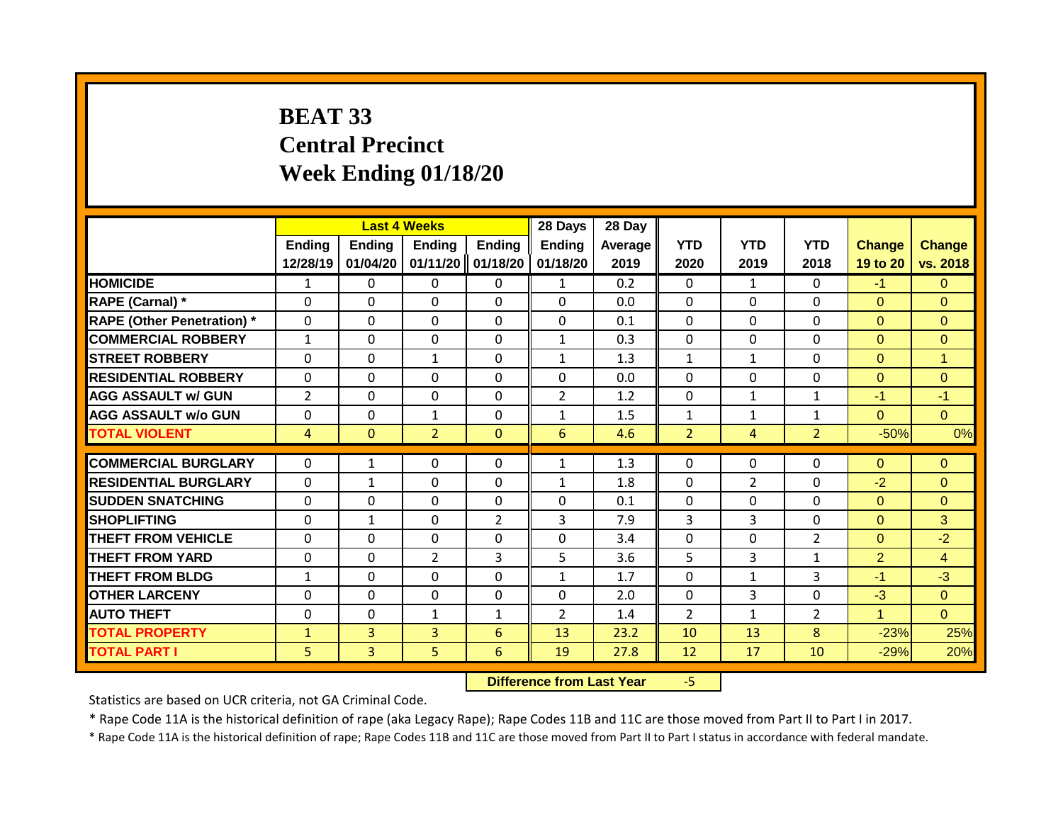# BEAT 33
# Central Precinct
# Week Ending 01/18/20

| | Last 4 Weeks | | | | 28 Days | 28 Day | | | | | |
|---|---|---|---|---|---|---|---|---|---|---|---|
| | Ending 12/28/19 | Ending 01/04/20 | Ending 01/11/20 | Ending 01/18/20 | Ending 01/18/20 | Average 2019 | YTD 2020 | YTD 2019 | YTD 2018 | Change 19 to 20 | Change vs. 2018 |
| HOMICIDE | 1 | 0 | 0 | 0 | 1 | 0.2 | 0 | 1 | 0 | -1 | 0 |
| RAPE (Carnal) * | 0 | 0 | 0 | 0 | 0 | 0.0 | 0 | 0 | 0 | 0 | 0 |
| RAPE (Other Penetration) * | 0 | 0 | 0 | 0 | 0 | 0.1 | 0 | 0 | 0 | 0 | 0 |
| COMMERCIAL ROBBERY | 1 | 0 | 0 | 0 | 1 | 0.3 | 0 | 0 | 0 | 0 | 0 |
| STREET ROBBERY | 0 | 0 | 1 | 0 | 1 | 1.3 | 1 | 1 | 0 | 0 | 1 |
| RESIDENTIAL ROBBERY | 0 | 0 | 0 | 0 | 0 | 0.0 | 0 | 0 | 0 | 0 | 0 |
| AGG ASSAULT w/ GUN | 2 | 0 | 0 | 0 | 2 | 1.2 | 0 | 1 | 1 | -1 | -1 |
| AGG ASSAULT w/o GUN | 0 | 0 | 1 | 0 | 1 | 1.5 | 1 | 1 | 1 | 0 | 0 |
| TOTAL VIOLENT | 4 | 0 | 2 | 0 | 6 | 4.6 | 2 | 4 | 2 | -50% | 0% |
| COMMERCIAL BURGLARY | 0 | 1 | 0 | 0 | 1 | 1.3 | 0 | 0 | 0 | 0 | 0 |
| RESIDENTIAL BURGLARY | 0 | 1 | 0 | 0 | 1 | 1.8 | 0 | 2 | 0 | -2 | 0 |
| SUDDEN SNATCHING | 0 | 0 | 0 | 0 | 0 | 0.1 | 0 | 0 | 0 | 0 | 0 |
| SHOPLIFTING | 0 | 1 | 0 | 2 | 3 | 7.9 | 3 | 3 | 0 | 0 | 3 |
| THEFT FROM VEHICLE | 0 | 0 | 0 | 0 | 0 | 3.4 | 0 | 0 | 2 | 0 | -2 |
| THEFT FROM YARD | 0 | 0 | 2 | 3 | 5 | 3.6 | 5 | 3 | 1 | 2 | 4 |
| THEFT FROM BLDG | 1 | 0 | 0 | 0 | 1 | 1.7 | 0 | 1 | 3 | -1 | -3 |
| OTHER LARCENY | 0 | 0 | 0 | 0 | 0 | 2.0 | 0 | 3 | 0 | -3 | 0 |
| AUTO THEFT | 0 | 0 | 1 | 1 | 2 | 1.4 | 2 | 1 | 2 | 1 | 0 |
| TOTAL PROPERTY | 1 | 3 | 3 | 6 | 13 | 23.2 | 10 | 13 | 8 | -23% | 25% |
| TOTAL PART I | 5 | 3 | 5 | 6 | 19 | 27.8 | 12 | 17 | 10 | -29% | 20% |

**Difference from Last Year** -5

Statistics are based on UCR criteria, not GA Criminal Code.

* Rape Code 11A is the historical definition of rape (aka Legacy Rape); Rape Codes 11B and 11C are those moved from Part II to Part I in 2017.

* Rape Code 11A is the historical definition of rape; Rape Codes 11B and 11C are those moved from Part II to Part I status in accordance with federal mandate.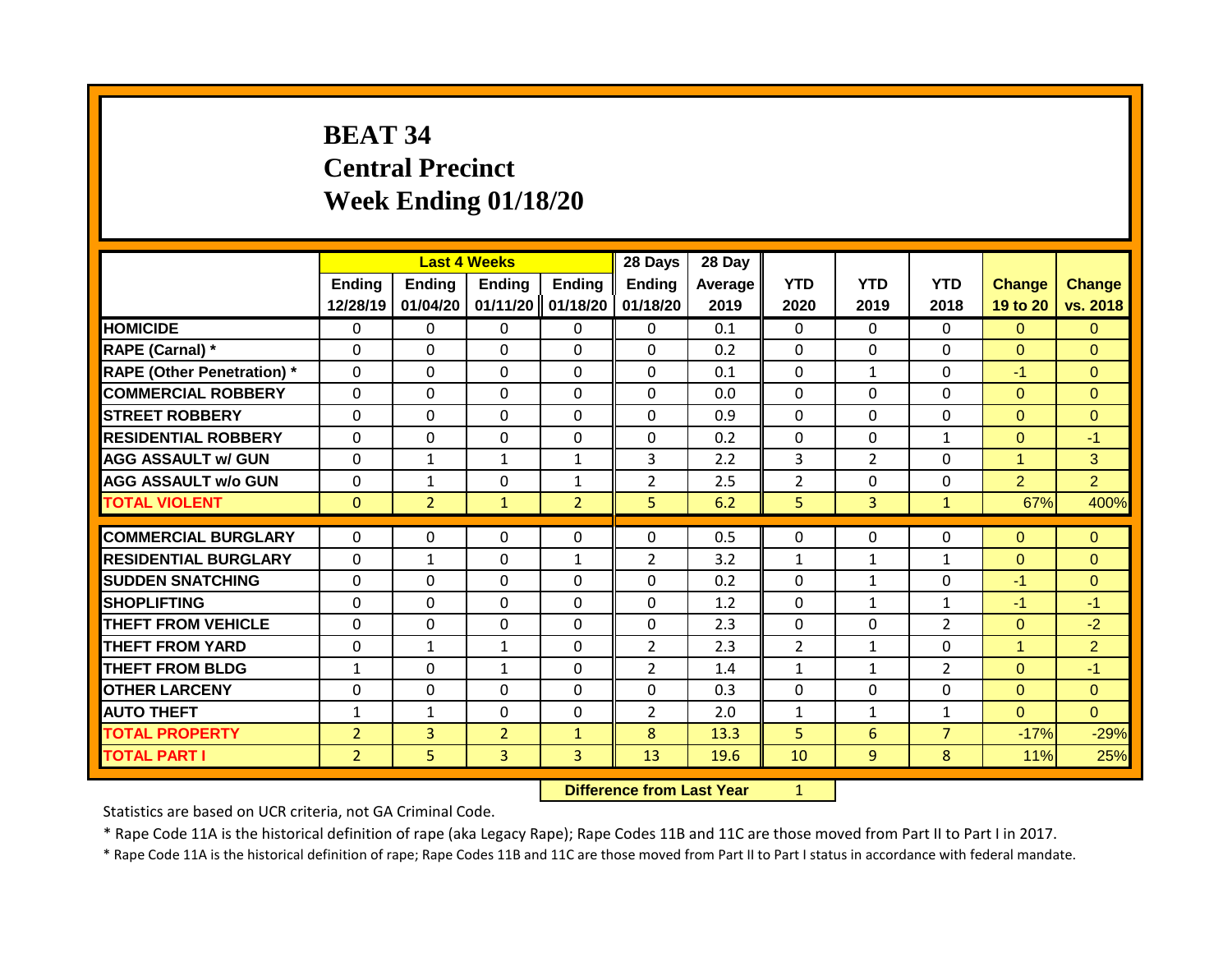# BEAT 34
# Central Precinct
# Week Ending 01/18/20

| | Last 4 Weeks | | | | 28 Days | 28 Day | | | | | |
|---|---|---|---|---|---|---|---|---|---|---|---|
| | Ending 12/28/19 | Ending 01/04/20 | Ending 01/11/20 | Ending 01/18/20 | Ending 01/18/20 | Average 2019 | YTD 2020 | YTD 2019 | YTD 2018 | Change 19 to 20 | Change vs. 2018 |
| HOMICIDE | 0 | 0 | 0 | 0 | 0 | 0.1 | 0 | 0 | 0 | 0 | 0 |
| RAPE (Carnal) * | 0 | 0 | 0 | 0 | 0 | 0.2 | 0 | 0 | 0 | 0 | 0 |
| RAPE (Other Penetration) * | 0 | 0 | 0 | 0 | 0 | 0.1 | 0 | 1 | 0 | -1 | 0 |
| COMMERCIAL ROBBERY | 0 | 0 | 0 | 0 | 0 | 0.0 | 0 | 0 | 0 | 0 | 0 |
| STREET ROBBERY | 0 | 0 | 0 | 0 | 0 | 0.9 | 0 | 0 | 0 | 0 | 0 |
| RESIDENTIAL ROBBERY | 0 | 0 | 0 | 0 | 0 | 0.2 | 0 | 0 | 1 | 0 | -1 |
| AGG ASSAULT w/ GUN | 0 | 1 | 1 | 1 | 3 | 2.2 | 3 | 2 | 0 | 1 | 3 |
| AGG ASSAULT w/o GUN | 0 | 1 | 0 | 1 | 2 | 2.5 | 2 | 0 | 0 | 2 | 2 |
| TOTAL VIOLENT | 0 | 2 | 1 | 2 | 5 | 6.2 | 5 | 3 | 1 | 67% | 400% |
| COMMERCIAL BURGLARY | 0 | 0 | 0 | 0 | 0 | 0.5 | 0 | 0 | 0 | 0 | 0 |
| RESIDENTIAL BURGLARY | 0 | 1 | 0 | 1 | 2 | 3.2 | 1 | 1 | 1 | 0 | 0 |
| SUDDEN SNATCHING | 0 | 0 | 0 | 0 | 0 | 0.2 | 0 | 1 | 0 | -1 | 0 |
| SHOPLIFTING | 0 | 0 | 0 | 0 | 0 | 1.2 | 0 | 1 | 1 | -1 | -1 |
| THEFT FROM VEHICLE | 0 | 0 | 0 | 0 | 0 | 2.3 | 0 | 0 | 2 | 0 | -2 |
| THEFT FROM YARD | 0 | 1 | 1 | 0 | 2 | 2.3 | 2 | 1 | 0 | 1 | 2 |
| THEFT FROM BLDG | 1 | 0 | 1 | 0 | 2 | 1.4 | 1 | 1 | 2 | 0 | -1 |
| OTHER LARCENY | 0 | 0 | 0 | 0 | 0 | 0.3 | 0 | 0 | 0 | 0 | 0 |
| AUTO THEFT | 1 | 1 | 0 | 0 | 2 | 2.0 | 1 | 1 | 1 | 0 | 0 |
| TOTAL PROPERTY | 2 | 3 | 2 | 1 | 8 | 13.3 | 5 | 6 | 7 | -17% | -29% |
| TOTAL PART I | 2 | 5 | 3 | 3 | 13 | 19.6 | 10 | 9 | 8 | 11% | 25% |

**Difference from Last Year** 1

Statistics are based on UCR criteria, not GA Criminal Code.

* Rape Code 11A is the historical definition of rape (aka Legacy Rape); Rape Codes 11B and 11C are those moved from Part II to Part I in 2017.

* Rape Code 11A is the historical definition of rape; Rape Codes 11B and 11C are those moved from Part II to Part I status in accordance with federal mandate.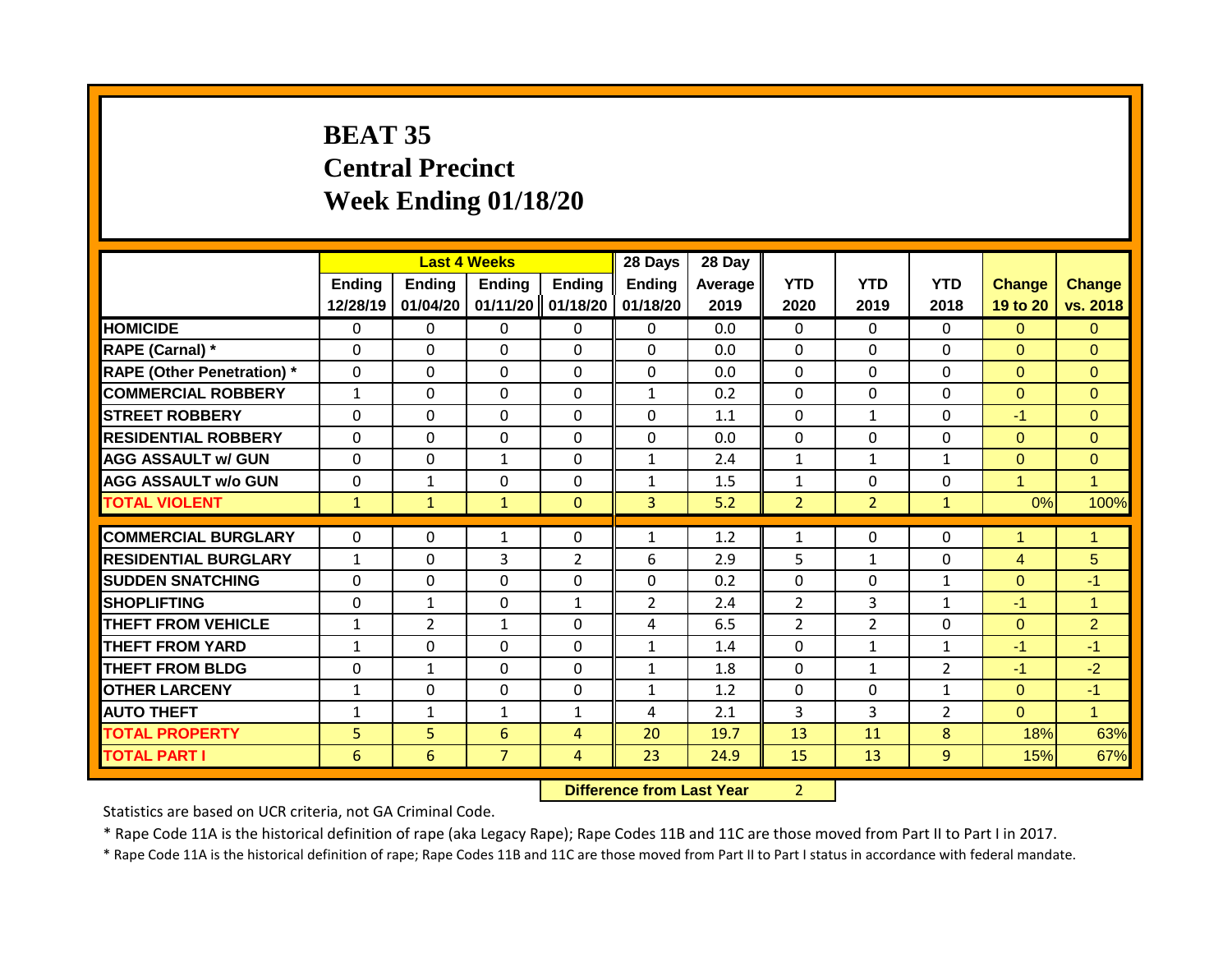# BEAT 35
# Central Precinct
# Week Ending 01/18/20

| | Last 4 Weeks | | | | 28 Days | 28 Day | | | | | |
|---|---|---|---|---|---|---|---|---|---|---|---|
| | Ending 12/28/19 | Ending 01/04/20 | Ending 01/11/20 | Ending 01/18/20 | Ending 01/18/20 | Average 2019 | YTD 2020 | YTD 2019 | YTD 2018 | Change 19 to 20 | Change vs. 2018 |
| HOMICIDE | 0 | 0 | 0 | 0 | 0 | 0.0 | 0 | 0 | 0 | 0 | 0 |
| RAPE (Carnal) * | 0 | 0 | 0 | 0 | 0 | 0.0 | 0 | 0 | 0 | 0 | 0 |
| RAPE (Other Penetration) * | 0 | 0 | 0 | 0 | 0 | 0.0 | 0 | 0 | 0 | 0 | 0 |
| COMMERCIAL ROBBERY | 1 | 0 | 0 | 0 | 1 | 0.2 | 0 | 0 | 0 | 0 | 0 |
| STREET ROBBERY | 0 | 0 | 0 | 0 | 0 | 1.1 | 0 | 1 | 0 | -1 | 0 |
| RESIDENTIAL ROBBERY | 0 | 0 | 0 | 0 | 0 | 0.0 | 0 | 0 | 0 | 0 | 0 |
| AGG ASSAULT w/ GUN | 0 | 0 | 1 | 0 | 1 | 2.4 | 1 | 1 | 1 | 0 | 0 |
| AGG ASSAULT w/o GUN | 0 | 1 | 0 | 0 | 1 | 1.5 | 1 | 0 | 0 | 1 | 1 |
| TOTAL VIOLENT | 1 | 1 | 1 | 0 | 3 | 5.2 | 2 | 2 | 1 | 0% | 100% |
| COMMERCIAL BURGLARY | 0 | 0 | 1 | 0 | 1 | 1.2 | 1 | 0 | 0 | 1 | 1 |
| RESIDENTIAL BURGLARY | 1 | 0 | 3 | 2 | 6 | 2.9 | 5 | 1 | 0 | 4 | 5 |
| SUDDEN SNATCHING | 0 | 0 | 0 | 0 | 0 | 0.2 | 0 | 0 | 1 | 0 | -1 |
| SHOPLIFTING | 0 | 1 | 0 | 1 | 2 | 2.4 | 2 | 3 | 1 | -1 | 1 |
| THEFT FROM VEHICLE | 1 | 2 | 1 | 0 | 4 | 6.5 | 2 | 2 | 0 | 0 | 2 |
| THEFT FROM YARD | 1 | 0 | 0 | 0 | 1 | 1.4 | 0 | 1 | 1 | -1 | -1 |
| THEFT FROM BLDG | 0 | 1 | 0 | 0 | 1 | 1.8 | 0 | 1 | 2 | -1 | -2 |
| OTHER LARCENY | 1 | 0 | 0 | 0 | 1 | 1.2 | 0 | 0 | 1 | 0 | -1 |
| AUTO THEFT | 1 | 1 | 1 | 1 | 4 | 2.1 | 3 | 3 | 2 | 0 | 1 |
| TOTAL PROPERTY | 5 | 5 | 6 | 4 | 20 | 19.7 | 13 | 11 | 8 | 18% | 63% |
| TOTAL PART I | 6 | 6 | 7 | 4 | 23 | 24.9 | 15 | 13 | 9 | 15% | 67% |

**Difference from Last Year** 2

Statistics are based on UCR criteria, not GA Criminal Code.

* Rape Code 11A is the historical definition of rape (aka Legacy Rape); Rape Codes 11B and 11C are those moved from Part II to Part I in 2017.

* Rape Code 11A is the historical definition of rape; Rape Codes 11B and 11C are those moved from Part II to Part I status in accordance with federal mandate.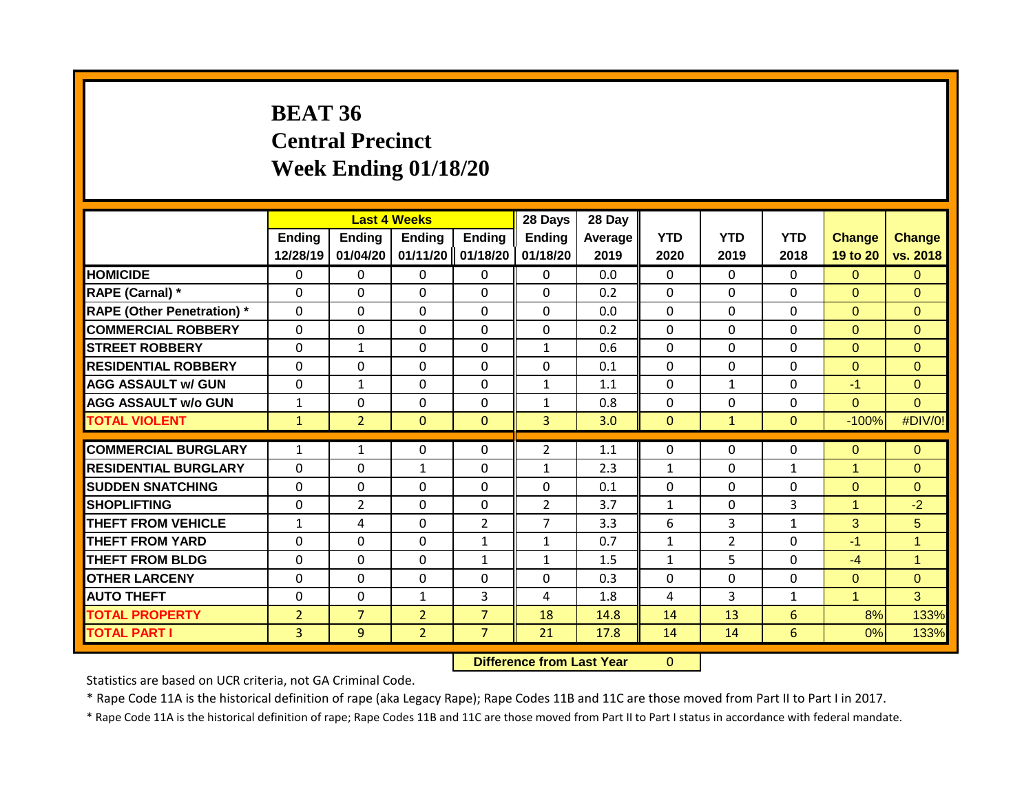# BEAT 36
# Central Precinct
# Week Ending 01/18/20

| | Last 4 Weeks | | | | 28 Days | 28 Day | | | | | |
|---|---|---|---|---|---|---|---|---|---|---|---|
| | Ending 12/28/19 | Ending 01/04/20 | Ending 01/11/20 | Ending 01/18/20 | Ending 01/18/20 | Average 2019 | YTD 2020 | YTD 2019 | YTD 2018 | Change 19 to 20 | Change vs. 2018 |
| HOMICIDE | 0 | 0 | 0 | 0 | 0 | 0.0 | 0 | 0 | 0 | 0 | 0 |
| RAPE (Carnal) * | 0 | 0 | 0 | 0 | 0 | 0.2 | 0 | 0 | 0 | 0 | 0 |
| RAPE (Other Penetration) * | 0 | 0 | 0 | 0 | 0 | 0.0 | 0 | 0 | 0 | 0 | 0 |
| COMMERCIAL ROBBERY | 0 | 0 | 0 | 0 | 0 | 0.2 | 0 | 0 | 0 | 0 | 0 |
| STREET ROBBERY | 0 | 1 | 0 | 0 | 1 | 0.6 | 0 | 0 | 0 | 0 | 0 |
| RESIDENTIAL ROBBERY | 0 | 0 | 0 | 0 | 0 | 0.1 | 0 | 0 | 0 | 0 | 0 |
| AGG ASSAULT w/ GUN | 0 | 1 | 0 | 0 | 1 | 1.1 | 0 | 1 | 0 | -1 | 0 |
| AGG ASSAULT w/o GUN | 1 | 0 | 0 | 0 | 1 | 0.8 | 0 | 0 | 0 | 0 | 0 |
| TOTAL VIOLENT | 1 | 2 | 0 | 0 | 3 | 3.0 | 0 | 1 | 0 | -100% | #DIV/0! |
| COMMERCIAL BURGLARY | 1 | 1 | 0 | 0 | 2 | 1.1 | 0 | 0 | 0 | 0 | 0 |
| RESIDENTIAL BURGLARY | 0 | 0 | 1 | 0 | 1 | 2.3 | 1 | 0 | 1 | 1 | 0 |
| SUDDEN SNATCHING | 0 | 0 | 0 | 0 | 0 | 0.1 | 0 | 0 | 0 | 0 | 0 |
| SHOPLIFTING | 0 | 2 | 0 | 0 | 2 | 3.7 | 1 | 0 | 3 | 1 | -2 |
| THEFT FROM VEHICLE | 1 | 4 | 0 | 2 | 7 | 3.3 | 6 | 3 | 1 | 3 | 5 |
| THEFT FROM YARD | 0 | 0 | 0 | 1 | 1 | 0.7 | 1 | 2 | 0 | -1 | 1 |
| THEFT FROM BLDG | 0 | 0 | 0 | 1 | 1 | 1.5 | 1 | 5 | 0 | -4 | 1 |
| OTHER LARCENY | 0 | 0 | 0 | 0 | 0 | 0.3 | 0 | 0 | 0 | 0 | 0 |
| AUTO THEFT | 0 | 0 | 1 | 3 | 4 | 1.8 | 4 | 3 | 1 | 1 | 3 |
| TOTAL PROPERTY | 2 | 7 | 2 | 7 | 18 | 14.8 | 14 | 13 | 6 | 8% | 133% |
| TOTAL PART I | 3 | 9 | 2 | 7 | 21 | 17.8 | 14 | 14 | 6 | 0% | 133% |

**Difference from Last Year** 0

Statistics are based on UCR criteria, not GA Criminal Code.

* Rape Code 11A is the historical definition of rape (aka Legacy Rape); Rape Codes 11B and 11C are those moved from Part II to Part I in 2017.

* Rape Code 11A is the historical definition of rape; Rape Codes 11B and 11C are those moved from Part II to Part I status in accordance with federal mandate.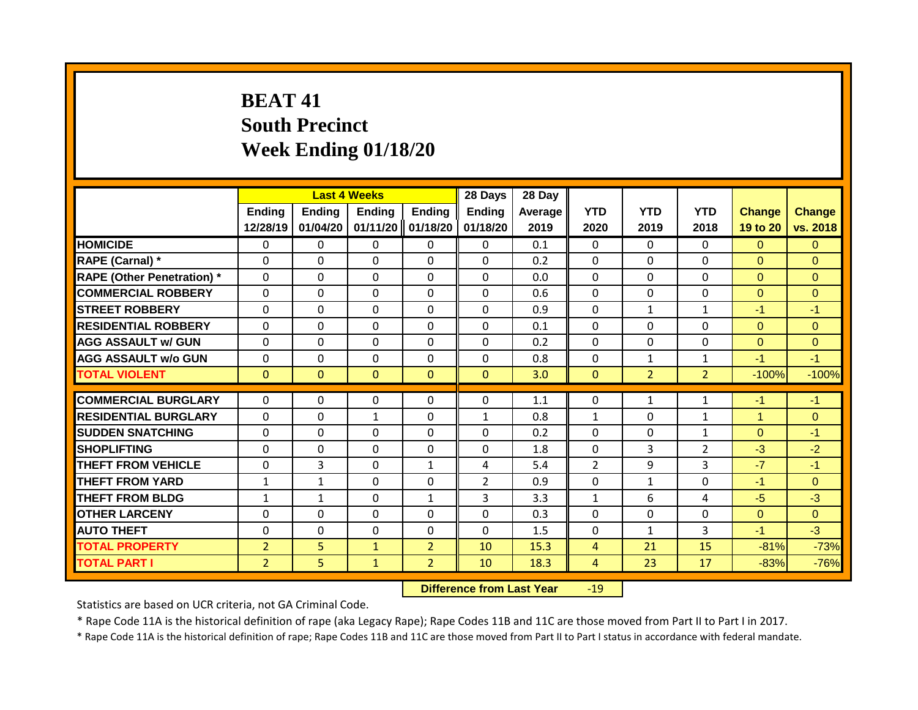# BEAT 41
# South Precinct
# Week Ending 01/18/20

| | Last 4 Weeks | | | | 28 Days | 28 Day | | | | | |
|---|---|---|---|---|---|---|---|---|---|---|---|
| | Ending 12/28/19 | Ending 01/04/20 | Ending 01/11/20 | Ending 01/18/20 | Ending 01/18/20 | Average 2019 | YTD 2020 | YTD 2019 | YTD 2018 | Change 19 to 20 | Change vs. 2018 |
| HOMICIDE | 0 | 0 | 0 | 0 | 0 | 0.1 | 0 | 0 | 0 | 0 | 0 |
| RAPE (Carnal) * | 0 | 0 | 0 | 0 | 0 | 0.2 | 0 | 0 | 0 | 0 | 0 |
| RAPE (Other Penetration) * | 0 | 0 | 0 | 0 | 0 | 0.0 | 0 | 0 | 0 | 0 | 0 |
| COMMERCIAL ROBBERY | 0 | 0 | 0 | 0 | 0 | 0.6 | 0 | 0 | 0 | 0 | 0 |
| STREET ROBBERY | 0 | 0 | 0 | 0 | 0 | 0.9 | 0 | 1 | 1 | -1 | -1 |
| RESIDENTIAL ROBBERY | 0 | 0 | 0 | 0 | 0 | 0.1 | 0 | 0 | 0 | 0 | 0 |
| AGG ASSAULT w/ GUN | 0 | 0 | 0 | 0 | 0 | 0.2 | 0 | 0 | 0 | 0 | 0 |
| AGG ASSAULT w/o GUN | 0 | 0 | 0 | 0 | 0 | 0.8 | 0 | 1 | 1 | -1 | -1 |
| TOTAL VIOLENT | 0 | 0 | 0 | 0 | 0 | 3.0 | 0 | 2 | 2 | -100% | -100% |
| COMMERCIAL BURGLARY | 0 | 0 | 0 | 0 | 0 | 1.1 | 0 | 1 | 1 | -1 | -1 |
| RESIDENTIAL BURGLARY | 0 | 0 | 1 | 0 | 1 | 0.8 | 1 | 0 | 1 | 1 | 0 |
| SUDDEN SNATCHING | 0 | 0 | 0 | 0 | 0 | 0.2 | 0 | 0 | 1 | 0 | -1 |
| SHOPLIFTING | 0 | 0 | 0 | 0 | 0 | 1.8 | 0 | 3 | 2 | -3 | -2 |
| THEFT FROM VEHICLE | 0 | 3 | 0 | 1 | 4 | 5.4 | 2 | 9 | 3 | -7 | -1 |
| THEFT FROM YARD | 1 | 1 | 0 | 0 | 2 | 0.9 | 0 | 1 | 0 | -1 | 0 |
| THEFT FROM BLDG | 1 | 1 | 0 | 1 | 3 | 3.3 | 1 | 6 | 4 | -5 | -3 |
| OTHER LARCENY | 0 | 0 | 0 | 0 | 0 | 0.3 | 0 | 0 | 0 | 0 | 0 |
| AUTO THEFT | 0 | 0 | 0 | 0 | 0 | 1.5 | 0 | 1 | 3 | -1 | -3 |
| TOTAL PROPERTY | 2 | 5 | 1 | 2 | 10 | 15.3 | 4 | 21 | 15 | -81% | -73% |
| TOTAL PART I | 2 | 5 | 1 | 2 | 10 | 18.3 | 4 | 23 | 17 | -83% | -76% |

**Difference from Last Year** -19

Statistics are based on UCR criteria, not GA Criminal Code.

* Rape Code 11A is the historical definition of rape (aka Legacy Rape); Rape Codes 11B and 11C are those moved from Part II to Part I in 2017.

* Rape Code 11A is the historical definition of rape; Rape Codes 11B and 11C are those moved from Part II to Part I status in accordance with federal mandate.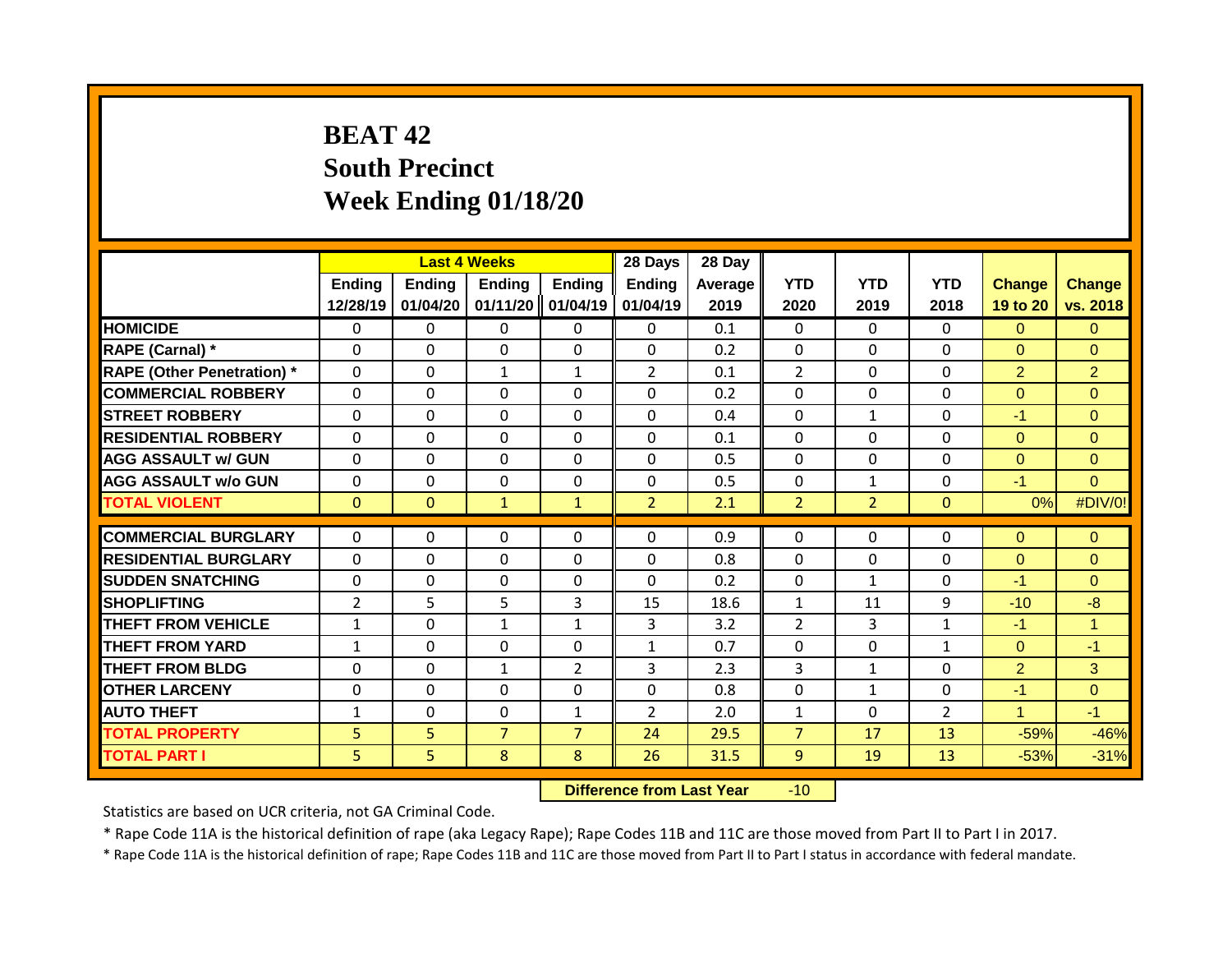# BEAT 42
## South Precinct
## Week Ending 01/18/20

| | Last 4 Weeks | | | | 28 Days | 28 Day | | | | | |
|---|---|---|---|---|---|---|---|---|---|---|---|
| | Ending 12/28/19 | Ending 01/04/20 | Ending 01/11/20 | Ending 01/04/19 | Ending 01/04/19 | Average 2019 | YTD 2020 | YTD 2019 | YTD 2018 | Change 19 to 20 | Change vs. 2018 |
| HOMICIDE | 0 | 0 | 0 | 0 | 0 | 0.1 | 0 | 0 | 0 | 0 | 0 |
| RAPE (Carnal) * | 0 | 0 | 0 | 0 | 0 | 0.2 | 0 | 0 | 0 | 0 | 0 |
| RAPE (Other Penetration) * | 0 | 0 | 1 | 1 | 2 | 0.1 | 2 | 0 | 0 | 2 | 2 |
| COMMERCIAL ROBBERY | 0 | 0 | 0 | 0 | 0 | 0.2 | 0 | 0 | 0 | 0 | 0 |
| STREET ROBBERY | 0 | 0 | 0 | 0 | 0 | 0.4 | 0 | 1 | 0 | -1 | 0 |
| RESIDENTIAL ROBBERY | 0 | 0 | 0 | 0 | 0 | 0.1 | 0 | 0 | 0 | 0 | 0 |
| AGG ASSAULT w/ GUN | 0 | 0 | 0 | 0 | 0 | 0.5 | 0 | 0 | 0 | 0 | 0 |
| AGG ASSAULT w/o GUN | 0 | 0 | 0 | 0 | 0 | 0.5 | 0 | 1 | 0 | -1 | 0 |
| TOTAL VIOLENT | 0 | 0 | 1 | 1 | 2 | 2.1 | 2 | 2 | 0 | 0% | #DIV/0! |
| COMMERCIAL BURGLARY | 0 | 0 | 0 | 0 | 0 | 0.9 | 0 | 0 | 0 | 0 | 0 |
| RESIDENTIAL BURGLARY | 0 | 0 | 0 | 0 | 0 | 0.8 | 0 | 0 | 0 | 0 | 0 |
| SUDDEN SNATCHING | 0 | 0 | 0 | 0 | 0 | 0.2 | 0 | 1 | 0 | -1 | 0 |
| SHOPLIFTING | 2 | 5 | 5 | 3 | 15 | 18.6 | 1 | 11 | 9 | -10 | -8 |
| THEFT FROM VEHICLE | 1 | 0 | 1 | 1 | 3 | 3.2 | 2 | 3 | 1 | -1 | 1 |
| THEFT FROM YARD | 1 | 0 | 0 | 0 | 1 | 0.7 | 0 | 0 | 1 | 0 | -1 |
| THEFT FROM BLDG | 0 | 0 | 1 | 2 | 3 | 2.3 | 3 | 1 | 0 | 2 | 3 |
| OTHER LARCENY | 0 | 0 | 0 | 0 | 0 | 0.8 | 0 | 1 | 0 | -1 | 0 |
| AUTO THEFT | 1 | 0 | 0 | 1 | 2 | 2.0 | 1 | 0 | 2 | 1 | -1 |
| TOTAL PROPERTY | 5 | 5 | 7 | 7 | 24 | 29.5 | 7 | 17 | 13 | -59% | -46% |
| TOTAL PART I | 5 | 5 | 8 | 8 | 26 | 31.5 | 9 | 19 | 13 | -53% | -31% |

**Difference from Last Year** -10

Statistics are based on UCR criteria, not GA Criminal Code.

* Rape Code 11A is the historical definition of rape (aka Legacy Rape); Rape Codes 11B and 11C are those moved from Part II to Part I in 2017.

* Rape Code 11A is the historical definition of rape; Rape Codes 11B and 11C are those moved from Part II to Part I status in accordance with federal mandate.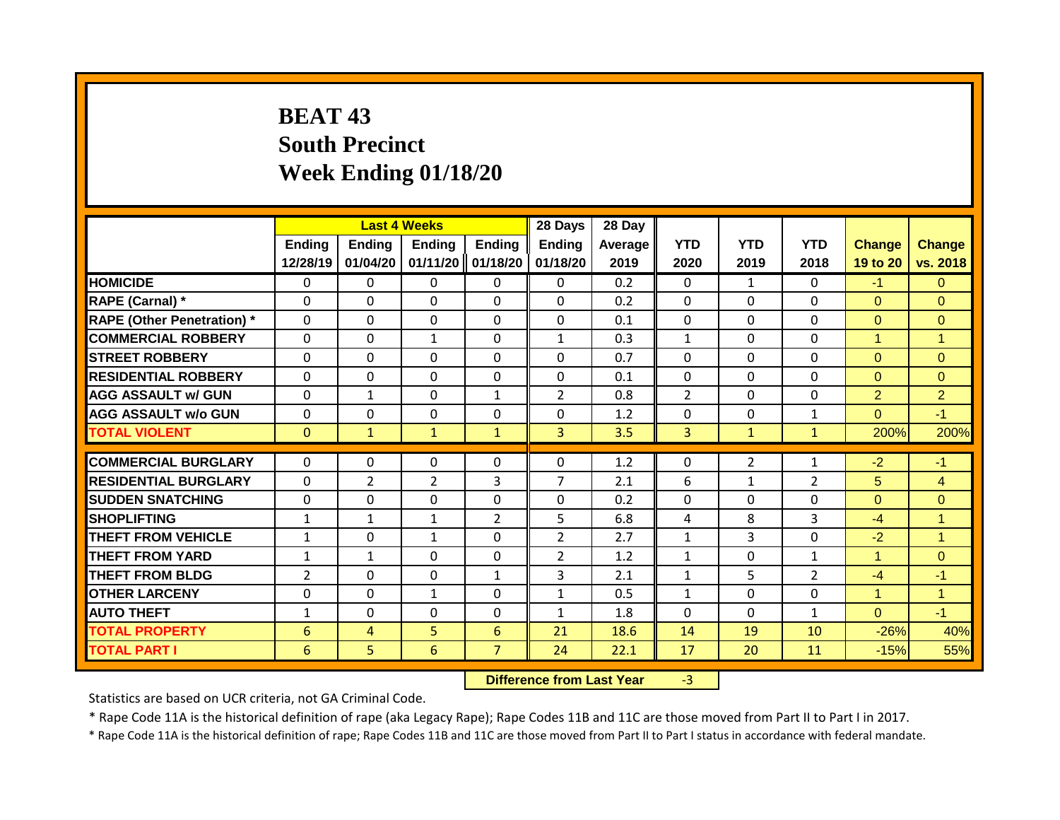# BEAT 43
## South Precinct
## Week Ending 01/18/20

| | Last 4 Weeks | | | | 28 Days | 28 Day | | | | | |
|---|---|---|---|---|---|---|---|---|---|---|---|
| | Ending 12/28/19 | Ending 01/04/20 | Ending 01/11/20 | Ending 01/18/20 | Ending 01/18/20 | Average 2019 | YTD 2020 | YTD 2019 | YTD 2018 | Change 19 to 20 | Change vs. 2018 |
| **HOMICIDE** | 0 | 0 | 0 | 0 | 0 | 0.2 | 0 | 1 | 0 | -1 | 0 |
| **RAPE (Carnal) *** | 0 | 0 | 0 | 0 | 0 | 0.2 | 0 | 0 | 0 | 0 | 0 |
| **RAPE (Other Penetration) *** | 0 | 0 | 0 | 0 | 0 | 0.1 | 0 | 0 | 0 | 0 | 0 |
| **COMMERCIAL ROBBERY** | 0 | 0 | 1 | 0 | 1 | 0.3 | 1 | 0 | 0 | 1 | 1 |
| **STREET ROBBERY** | 0 | 0 | 0 | 0 | 0 | 0.7 | 0 | 0 | 0 | 0 | 0 |
| **RESIDENTIAL ROBBERY** | 0 | 0 | 0 | 0 | 0 | 0.1 | 0 | 0 | 0 | 0 | 0 |
| **AGG ASSAULT w/ GUN** | 0 | 1 | 0 | 1 | 2 | 0.8 | 2 | 0 | 0 | 2 | 2 |
| **AGG ASSAULT w/o GUN** | 0 | 0 | 0 | 0 | 0 | 1.2 | 0 | 0 | 1 | 0 | -1 |
| **TOTAL VIOLENT** | 0 | 1 | 1 | 1 | 3 | 3.5 | 3 | 1 | 1 | 200% | 200% |
| **COMMERCIAL BURGLARY** | 0 | 0 | 0 | 0 | 0 | 1.2 | 0 | 2 | 1 | -2 | -1 |
| **RESIDENTIAL BURGLARY** | 0 | 2 | 2 | 3 | 7 | 2.1 | 6 | 1 | 2 | 5 | 4 |
| **SUDDEN SNATCHING** | 0 | 0 | 0 | 0 | 0 | 0.2 | 0 | 0 | 0 | 0 | 0 |
| **SHOPLIFTING** | 1 | 1 | 1 | 2 | 5 | 6.8 | 4 | 8 | 3 | -4 | 1 |
| **THEFT FROM VEHICLE** | 1 | 0 | 1 | 0 | 2 | 2.7 | 1 | 3 | 0 | -2 | 1 |
| **THEFT FROM YARD** | 1 | 1 | 0 | 0 | 2 | 1.2 | 1 | 0 | 1 | 1 | 0 |
| **THEFT FROM BLDG** | 2 | 0 | 0 | 1 | 3 | 2.1 | 1 | 5 | 2 | -4 | -1 |
| **OTHER LARCENY** | 0 | 0 | 1 | 0 | 1 | 0.5 | 1 | 0 | 0 | 1 | 1 |
| **AUTO THEFT** | 1 | 0 | 0 | 0 | 1 | 1.8 | 0 | 0 | 1 | 0 | -1 |
| **TOTAL PROPERTY** | 6 | 4 | 5 | 6 | 21 | 18.6 | 14 | 19 | 10 | -26% | 40% |
| **TOTAL PART I** | 6 | 5 | 6 | 7 | 24 | 22.1 | 17 | 20 | 11 | -15% | 55% |

**Difference from Last Year** -3

Statistics are based on UCR criteria, not GA Criminal Code.

* Rape Code 11A is the historical definition of rape (aka Legacy Rape); Rape Codes 11B and 11C are those moved from Part II to Part I in 2017.

* Rape Code 11A is the historical definition of rape; Rape Codes 11B and 11C are those moved from Part II to Part I status in accordance with federal mandate.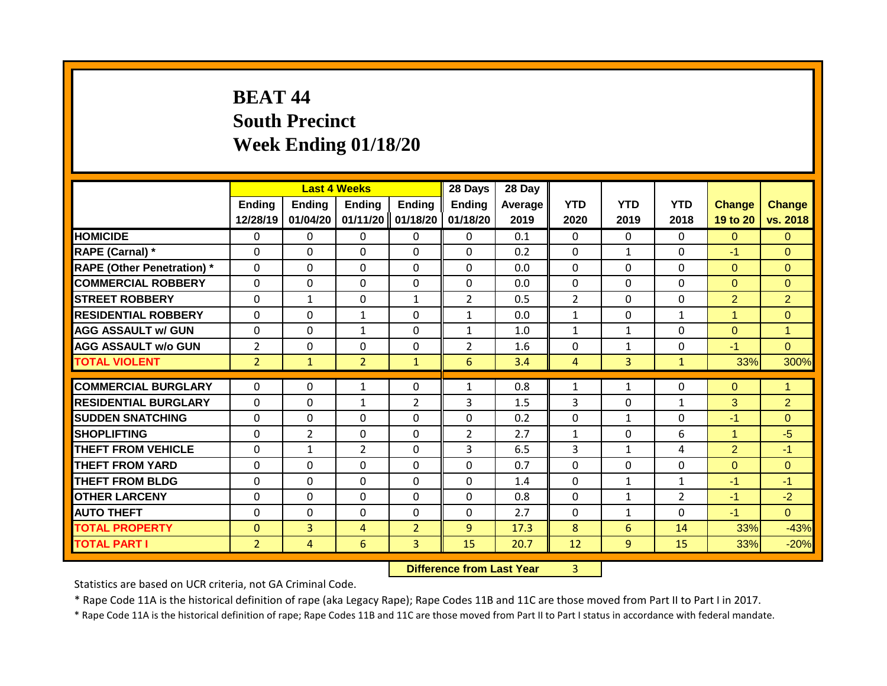# BEAT 44
## South Precinct
## Week Ending 01/18/20

| | Last 4 Weeks | | | | 28 Days | 28 Day | | | | | |
|---|---|---|---|---|---|---|---|---|---|---|---|
| | Ending 12/28/19 | Ending 01/04/20 | Ending 01/11/20 | Ending 01/18/20 | Ending 01/18/20 | Average 2019 | YTD 2020 | YTD 2019 | YTD 2018 | Change 19 to 20 | Change vs. 2018 |
| HOMICIDE | 0 | 0 | 0 | 0 | 0 | 0.1 | 0 | 0 | 0 | 0 | 0 |
| RAPE (Carnal) * | 0 | 0 | 0 | 0 | 0 | 0.2 | 0 | 1 | 0 | -1 | 0 |
| RAPE (Other Penetration) * | 0 | 0 | 0 | 0 | 0 | 0.0 | 0 | 0 | 0 | 0 | 0 |
| COMMERCIAL ROBBERY | 0 | 0 | 0 | 0 | 0 | 0.0 | 0 | 0 | 0 | 0 | 0 |
| STREET ROBBERY | 0 | 1 | 0 | 1 | 2 | 0.5 | 2 | 0 | 0 | 2 | 2 |
| RESIDENTIAL ROBBERY | 0 | 0 | 1 | 0 | 1 | 0.0 | 1 | 0 | 1 | 1 | 0 |
| AGG ASSAULT w/ GUN | 0 | 0 | 1 | 0 | 1 | 1.0 | 1 | 1 | 0 | 0 | 1 |
| AGG ASSAULT w/o GUN | 2 | 0 | 0 | 0 | 2 | 1.6 | 0 | 1 | 0 | -1 | 0 |
| TOTAL VIOLENT | 2 | 1 | 2 | 1 | 6 | 3.4 | 4 | 3 | 1 | 33% | 300% |
| COMMERCIAL BURGLARY | 0 | 0 | 1 | 0 | 1 | 0.8 | 1 | 1 | 0 | 0 | 1 |
| RESIDENTIAL BURGLARY | 0 | 0 | 1 | 2 | 3 | 1.5 | 3 | 0 | 1 | 3 | 2 |
| SUDDEN SNATCHING | 0 | 0 | 0 | 0 | 0 | 0.2 | 0 | 1 | 0 | -1 | 0 |
| SHOPLIFTING | 0 | 2 | 0 | 0 | 2 | 2.7 | 1 | 0 | 6 | 1 | -5 |
| THEFT FROM VEHICLE | 0 | 1 | 2 | 0 | 3 | 6.5 | 3 | 1 | 4 | 2 | -1 |
| THEFT FROM YARD | 0 | 0 | 0 | 0 | 0 | 0.7 | 0 | 0 | 0 | 0 | 0 |
| THEFT FROM BLDG | 0 | 0 | 0 | 0 | 0 | 1.4 | 0 | 1 | 1 | -1 | -1 |
| OTHER LARCENY | 0 | 0 | 0 | 0 | 0 | 0.8 | 0 | 1 | 2 | -1 | -2 |
| AUTO THEFT | 0 | 0 | 0 | 0 | 0 | 2.7 | 0 | 1 | 0 | -1 | 0 |
| TOTAL PROPERTY | 0 | 3 | 4 | 2 | 9 | 17.3 | 8 | 6 | 14 | 33% | -43% |
| TOTAL PART I | 2 | 4 | 6 | 3 | 15 | 20.7 | 12 | 9 | 15 | 33% | -20% |

**Difference from Last Year** 3

Statistics are based on UCR criteria, not GA Criminal Code.

* Rape Code 11A is the historical definition of rape (aka Legacy Rape); Rape Codes 11B and 11C are those moved from Part II to Part I in 2017.

* Rape Code 11A is the historical definition of rape; Rape Codes 11B and 11C are those moved from Part II to Part I status in accordance with federal mandate.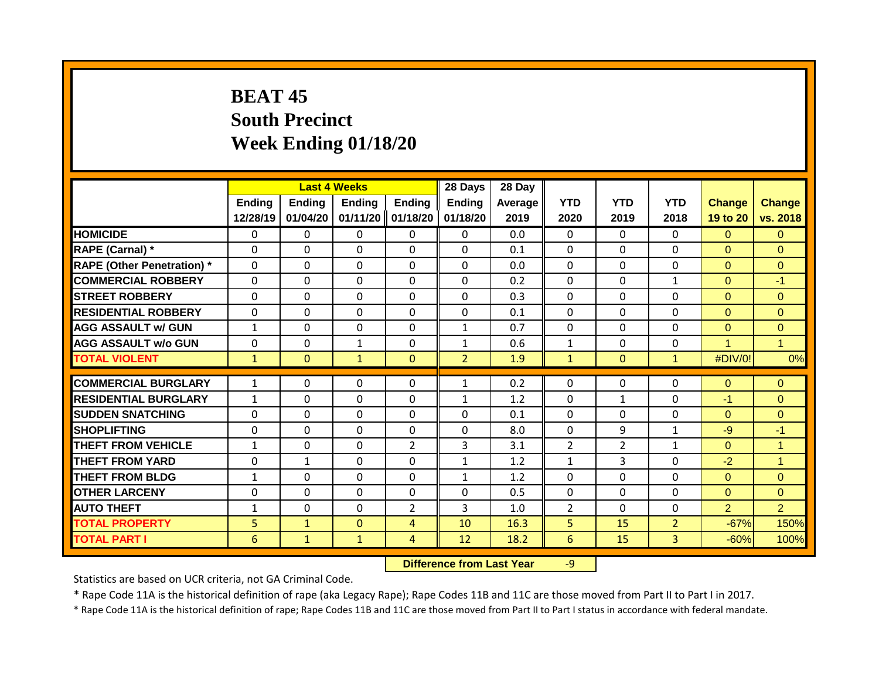# BEAT 45
# South Precinct
# Week Ending 01/18/20

| | Last 4 Weeks | | | | 28 Days | 28 Day | | | | | |
|---|---|---|---|---|---|---|---|---|---|---|---|
| | Ending 12/28/19 | Ending 01/04/20 | Ending 01/11/20 | Ending 01/18/20 | Ending 01/18/20 | Average 2019 | YTD 2020 | YTD 2019 | YTD 2018 | Change 19 to 20 | Change vs. 2018 |
| HOMICIDE | 0 | 0 | 0 | 0 | 0 | 0.0 | 0 | 0 | 0 | 0 | 0 |
| RAPE (Carnal) * | 0 | 0 | 0 | 0 | 0 | 0.1 | 0 | 0 | 0 | 0 | 0 |
| RAPE (Other Penetration) * | 0 | 0 | 0 | 0 | 0 | 0.0 | 0 | 0 | 0 | 0 | 0 |
| COMMERCIAL ROBBERY | 0 | 0 | 0 | 0 | 0 | 0.2 | 0 | 0 | 1 | 0 | -1 |
| STREET ROBBERY | 0 | 0 | 0 | 0 | 0 | 0.3 | 0 | 0 | 0 | 0 | 0 |
| RESIDENTIAL ROBBERY | 0 | 0 | 0 | 0 | 0 | 0.1 | 0 | 0 | 0 | 0 | 0 |
| AGG ASSAULT w/ GUN | 1 | 0 | 0 | 0 | 1 | 0.7 | 0 | 0 | 0 | 0 | 0 |
| AGG ASSAULT w/o GUN | 0 | 0 | 1 | 0 | 1 | 0.6 | 1 | 0 | 0 | 1 | 1 |
| TOTAL VIOLENT | 1 | 0 | 1 | 0 | 2 | 1.9 | 1 | 0 | 1 | #DIV/0! | 0% |
| COMMERCIAL BURGLARY | 1 | 0 | 0 | 0 | 1 | 0.2 | 0 | 0 | 0 | 0 | 0 |
| RESIDENTIAL BURGLARY | 1 | 0 | 0 | 0 | 1 | 1.2 | 0 | 1 | 0 | -1 | 0 |
| SUDDEN SNATCHING | 0 | 0 | 0 | 0 | 0 | 0.1 | 0 | 0 | 0 | 0 | 0 |
| SHOPLIFTING | 0 | 0 | 0 | 0 | 0 | 8.0 | 0 | 9 | 1 | -9 | -1 |
| THEFT FROM VEHICLE | 1 | 0 | 0 | 2 | 3 | 3.1 | 2 | 2 | 1 | 0 | 1 |
| THEFT FROM YARD | 0 | 1 | 0 | 0 | 1 | 1.2 | 1 | 3 | 0 | -2 | 1 |
| THEFT FROM BLDG | 1 | 0 | 0 | 0 | 1 | 1.2 | 0 | 0 | 0 | 0 | 0 |
| OTHER LARCENY | 0 | 0 | 0 | 0 | 0 | 0.5 | 0 | 0 | 0 | 0 | 0 |
| AUTO THEFT | 1 | 0 | 0 | 2 | 3 | 1.0 | 2 | 0 | 0 | 2 | 2 |
| TOTAL PROPERTY | 5 | 1 | 0 | 4 | 10 | 16.3 | 5 | 15 | 2 | -67% | 150% |
| TOTAL PART I | 6 | 1 | 1 | 4 | 12 | 18.2 | 6 | 15 | 3 | -60% | 100% |

**Difference from Last Year** -9

Statistics are based on UCR criteria, not GA Criminal Code.

* Rape Code 11A is the historical definition of rape (aka Legacy Rape); Rape Codes 11B and 11C are those moved from Part II to Part I in 2017.

* Rape Code 11A is the historical definition of rape; Rape Codes 11B and 11C are those moved from Part II to Part I status in accordance with federal mandate.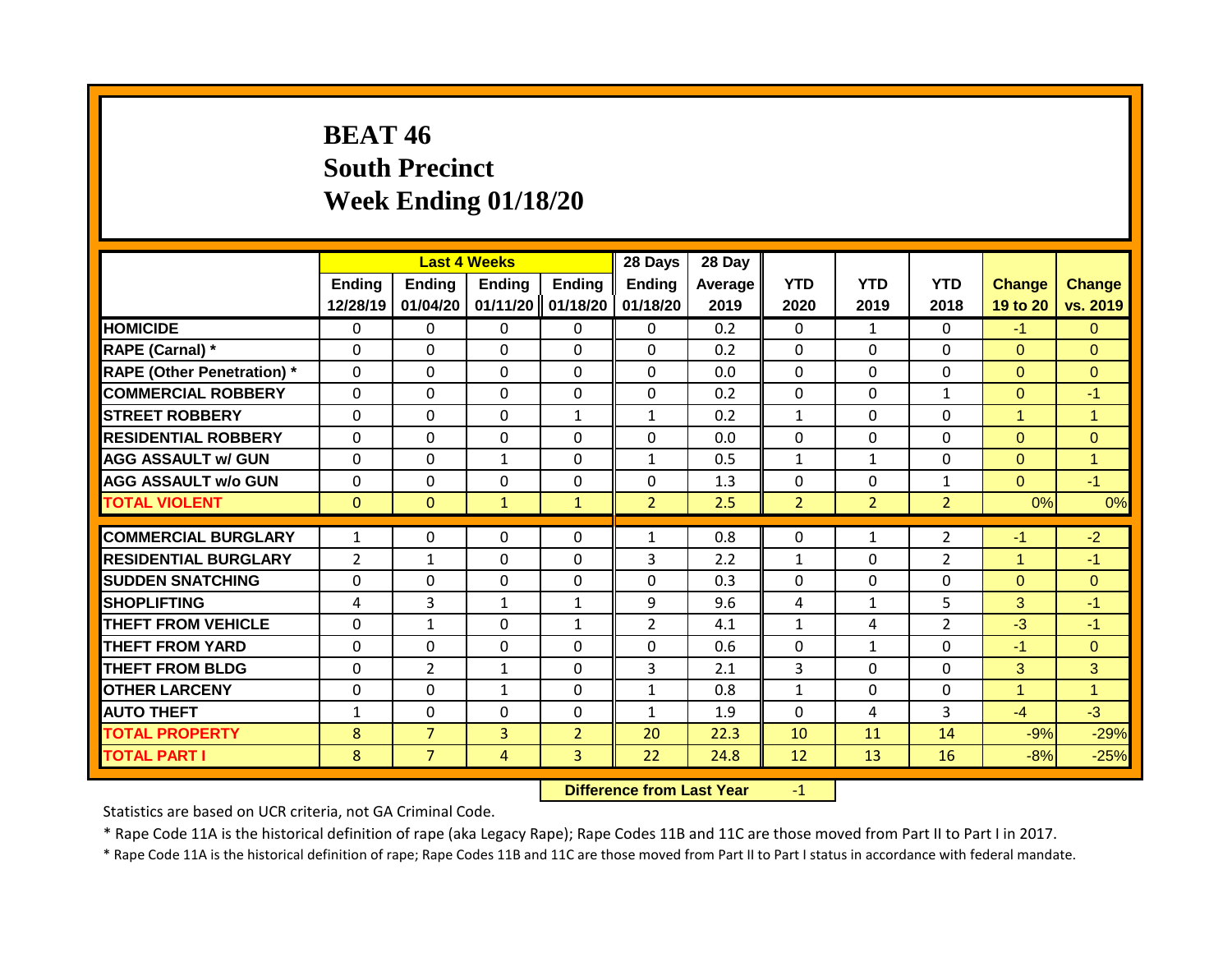# BEAT 46
# South Precinct
# Week Ending 01/18/20

| | Last 4 Weeks | | | | 28 Days | 28 Day | | | | | |
|---|---|---|---|---|---|---|---|---|---|---|---|
| | Ending 12/28/19 | Ending 01/04/20 | Ending 01/11/20 | Ending 01/18/20 | Ending 01/18/20 | Average 2019 | YTD 2020 | YTD 2019 | YTD 2018 | Change 19 to 20 | Change vs. 2019 |
| **HOMICIDE** | 0 | 0 | 0 | 0 | 0 | 0.2 | 0 | 1 | 0 | -1 | 0 |
| **RAPE (Carnal) *** | 0 | 0 | 0 | 0 | 0 | 0.2 | 0 | 0 | 0 | 0 | 0 |
| **RAPE (Other Penetration) *** | 0 | 0 | 0 | 0 | 0 | 0.0 | 0 | 0 | 0 | 0 | 0 |
| **COMMERCIAL ROBBERY** | 0 | 0 | 0 | 0 | 0 | 0.2 | 0 | 0 | 1 | 0 | -1 |
| **STREET ROBBERY** | 0 | 0 | 0 | 1 | 1 | 0.2 | 1 | 0 | 0 | 1 | 1 |
| **RESIDENTIAL ROBBERY** | 0 | 0 | 0 | 0 | 0 | 0.0 | 0 | 0 | 0 | 0 | 0 |
| **AGG ASSAULT w/ GUN** | 0 | 0 | 1 | 0 | 1 | 0.5 | 1 | 1 | 0 | 0 | 1 |
| **AGG ASSAULT w/o GUN** | 0 | 0 | 0 | 0 | 0 | 1.3 | 0 | 0 | 1 | 0 | -1 |
| **TOTAL VIOLENT** | 0 | 0 | 1 | 1 | 2 | 2.5 | 2 | 2 | 2 | 0% | 0% |
| **COMMERCIAL BURGLARY** | 1 | 0 | 0 | 0 | 1 | 0.8 | 0 | 1 | 2 | -1 | -2 |
| **RESIDENTIAL BURGLARY** | 2 | 1 | 0 | 0 | 3 | 2.2 | 1 | 0 | 2 | 1 | -1 |
| **SUDDEN SNATCHING** | 0 | 0 | 0 | 0 | 0 | 0.3 | 0 | 0 | 0 | 0 | 0 |
| **SHOPLIFTING** | 4 | 3 | 1 | 1 | 9 | 9.6 | 4 | 1 | 5 | 3 | -1 |
| **THEFT FROM VEHICLE** | 0 | 1 | 0 | 1 | 2 | 4.1 | 1 | 4 | 2 | -3 | -1 |
| **THEFT FROM YARD** | 0 | 0 | 0 | 0 | 0 | 0.6 | 0 | 1 | 0 | -1 | 0 |
| **THEFT FROM BLDG** | 0 | 2 | 1 | 0 | 3 | 2.1 | 3 | 0 | 0 | 3 | 3 |
| **OTHER LARCENY** | 0 | 0 | 1 | 0 | 1 | 0.8 | 1 | 0 | 0 | 1 | 1 |
| **AUTO THEFT** | 1 | 0 | 0 | 0 | 1 | 1.9 | 0 | 4 | 3 | -4 | -3 |
| **TOTAL PROPERTY** | 8 | 7 | 3 | 2 | 20 | 22.3 | 10 | 11 | 14 | -9% | -29% |
| **TOTAL PART I** | 8 | 7 | 4 | 3 | 22 | 24.8 | 12 | 13 | 16 | -8% | -25% |

**Difference from Last Year** -1

Statistics are based on UCR criteria, not GA Criminal Code.

* Rape Code 11A is the historical definition of rape (aka Legacy Rape); Rape Codes 11B and 11C are those moved from Part II to Part I in 2017.

* Rape Code 11A is the historical definition of rape; Rape Codes 11B and 11C are those moved from Part II to Part I status in accordance with federal mandate.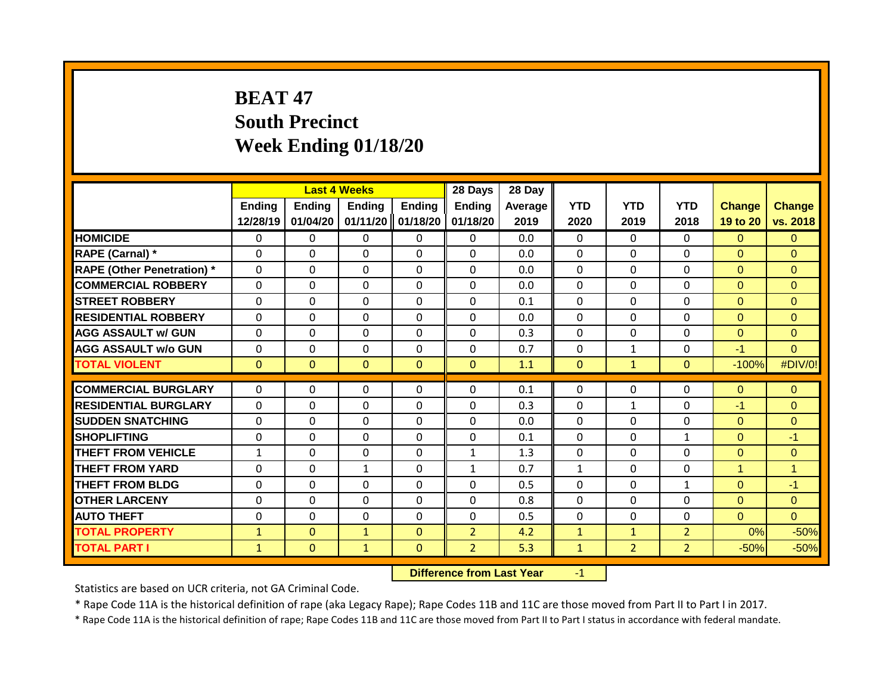# BEAT 47
# South Precinct
# Week Ending 01/18/20

| | Last 4 Weeks | | | | 28 Days | 28 Day | | | | | |
|---|---|---|---|---|---|---|---|---|---|---|---|
| | Ending 12/28/19 | Ending 01/04/20 | Ending 01/11/20 | Ending 01/18/20 | Ending 01/18/20 | Average 2019 | YTD 2020 | YTD 2019 | YTD 2018 | Change 19 to 20 | Change vs. 2018 |
| HOMICIDE | 0 | 0 | 0 | 0 | 0 | 0.0 | 0 | 0 | 0 | 0 | 0 |
| RAPE (Carnal) * | 0 | 0 | 0 | 0 | 0 | 0.0 | 0 | 0 | 0 | 0 | 0 |
| RAPE (Other Penetration) * | 0 | 0 | 0 | 0 | 0 | 0.0 | 0 | 0 | 0 | 0 | 0 |
| COMMERCIAL ROBBERY | 0 | 0 | 0 | 0 | 0 | 0.0 | 0 | 0 | 0 | 0 | 0 |
| STREET ROBBERY | 0 | 0 | 0 | 0 | 0 | 0.1 | 0 | 0 | 0 | 0 | 0 |
| RESIDENTIAL ROBBERY | 0 | 0 | 0 | 0 | 0 | 0.0 | 0 | 0 | 0 | 0 | 0 |
| AGG ASSAULT w/ GUN | 0 | 0 | 0 | 0 | 0 | 0.3 | 0 | 0 | 0 | 0 | 0 |
| AGG ASSAULT w/o GUN | 0 | 0 | 0 | 0 | 0 | 0.7 | 0 | 1 | 0 | -1 | 0 |
| TOTAL VIOLENT | 0 | 0 | 0 | 0 | 0 | 1.1 | 0 | 1 | 0 | -100% | #DIV/0! |
| COMMERCIAL BURGLARY | 0 | 0 | 0 | 0 | 0 | 0.1 | 0 | 0 | 0 | 0 | 0 |
| RESIDENTIAL BURGLARY | 0 | 0 | 0 | 0 | 0 | 0.3 | 0 | 1 | 0 | -1 | 0 |
| SUDDEN SNATCHING | 0 | 0 | 0 | 0 | 0 | 0.0 | 0 | 0 | 0 | 0 | 0 |
| SHOPLIFTING | 0 | 0 | 0 | 0 | 0 | 0.1 | 0 | 0 | 1 | 0 | -1 |
| THEFT FROM VEHICLE | 1 | 0 | 0 | 0 | 1 | 1.3 | 0 | 0 | 0 | 0 | 0 |
| THEFT FROM YARD | 0 | 0 | 1 | 0 | 1 | 0.7 | 1 | 0 | 0 | 1 | 1 |
| THEFT FROM BLDG | 0 | 0 | 0 | 0 | 0 | 0.5 | 0 | 0 | 1 | 0 | -1 |
| OTHER LARCENY | 0 | 0 | 0 | 0 | 0 | 0.8 | 0 | 0 | 0 | 0 | 0 |
| AUTO THEFT | 0 | 0 | 0 | 0 | 0 | 0.5 | 0 | 0 | 0 | 0 | 0 |
| TOTAL PROPERTY | 1 | 0 | 1 | 0 | 2 | 4.2 | 1 | 1 | 2 | 0% | -50% |
| TOTAL PART I | 1 | 0 | 1 | 0 | 2 | 5.3 | 1 | 2 | 2 | -50% | -50% |

**Difference from Last Year** -1

Statistics are based on UCR criteria, not GA Criminal Code.

* Rape Code 11A is the historical definition of rape (aka Legacy Rape); Rape Codes 11B and 11C are those moved from Part II to Part I in 2017.

* Rape Code 11A is the historical definition of rape; Rape Codes 11B and 11C are those moved from Part II to Part I status in accordance with federal mandate.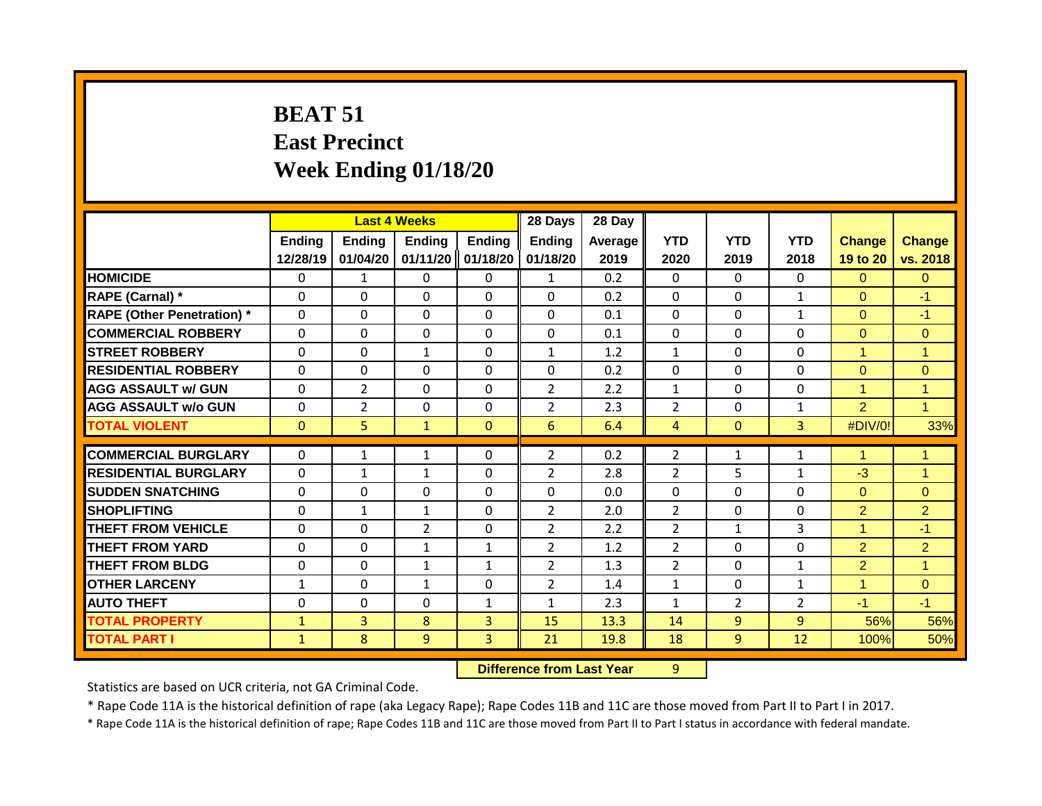# BEAT 51
# East Precinct
# Week Ending 01/18/20

| | Last 4 Weeks | | | | 28 Days | 28 Day | | | | | |
|---|---|---|---|---|---|---|---|---|---|---|---|
| | Ending 12/28/19 | Ending 01/04/20 | Ending 01/11/20 | Ending 01/18/20 | Ending 01/18/20 | Average 2019 | YTD 2020 | YTD 2019 | YTD 2018 | Change 19 to 20 | Change vs. 2018 |
| HOMICIDE | 0 | 1 | 0 | 0 | 1 | 0.2 | 0 | 0 | 0 | 0 | 0 |
| RAPE (Carnal) * | 0 | 0 | 0 | 0 | 0 | 0.2 | 0 | 0 | 1 | 0 | -1 |
| RAPE (Other Penetration) * | 0 | 0 | 0 | 0 | 0 | 0.1 | 0 | 0 | 1 | 0 | -1 |
| COMMERCIAL ROBBERY | 0 | 0 | 0 | 0 | 0 | 0.1 | 0 | 0 | 0 | 0 | 0 |
| STREET ROBBERY | 0 | 0 | 1 | 0 | 1 | 1.2 | 1 | 0 | 0 | 1 | 1 |
| RESIDENTIAL ROBBERY | 0 | 0 | 0 | 0 | 0 | 0.2 | 0 | 0 | 0 | 0 | 0 |
| AGG ASSAULT w/ GUN | 0 | 2 | 0 | 0 | 2 | 2.2 | 1 | 0 | 0 | 1 | 1 |
| AGG ASSAULT w/o GUN | 0 | 2 | 0 | 0 | 2 | 2.3 | 2 | 0 | 1 | 2 | 1 |
| TOTAL VIOLENT | 0 | 5 | 1 | 0 | 6 | 6.4 | 4 | 0 | 3 | #DIV/0! | 33% |
| COMMERCIAL BURGLARY | 0 | 1 | 1 | 0 | 2 | 0.2 | 2 | 1 | 1 | 1 | 1 |
| RESIDENTIAL BURGLARY | 0 | 1 | 1 | 0 | 2 | 2.8 | 2 | 5 | 1 | -3 | 1 |
| SUDDEN SNATCHING | 0 | 0 | 0 | 0 | 0 | 0.0 | 0 | 0 | 0 | 0 | 0 |
| SHOPLIFTING | 0 | 1 | 1 | 0 | 2 | 2.0 | 2 | 0 | 0 | 2 | 2 |
| THEFT FROM VEHICLE | 0 | 0 | 2 | 0 | 2 | 2.2 | 2 | 1 | 3 | 1 | -1 |
| THEFT FROM YARD | 0 | 0 | 1 | 1 | 2 | 1.2 | 2 | 0 | 0 | 2 | 2 |
| THEFT FROM BLDG | 0 | 0 | 1 | 1 | 2 | 1.3 | 2 | 0 | 1 | 2 | 1 |
| OTHER LARCENY | 1 | 0 | 1 | 0 | 2 | 1.4 | 1 | 0 | 1 | 1 | 0 |
| AUTO THEFT | 0 | 0 | 0 | 1 | 1 | 2.3 | 1 | 2 | 2 | -1 | -1 |
| TOTAL PROPERTY | 1 | 3 | 8 | 3 | 15 | 13.3 | 14 | 9 | 9 | 56% | 56% |
| TOTAL PART I | 1 | 8 | 9 | 3 | 21 | 19.8 | 18 | 9 | 12 | 100% | 50% |

**Difference from Last Year** 9

Statistics are based on UCR criteria, not GA Criminal Code.

* Rape Code 11A is the historical definition of rape (aka Legacy Rape); Rape Codes 11B and 11C are those moved from Part II to Part I in 2017.

* Rape Code 11A is the historical definition of rape; Rape Codes 11B and 11C are those moved from Part II to Part I status in accordance with federal mandate.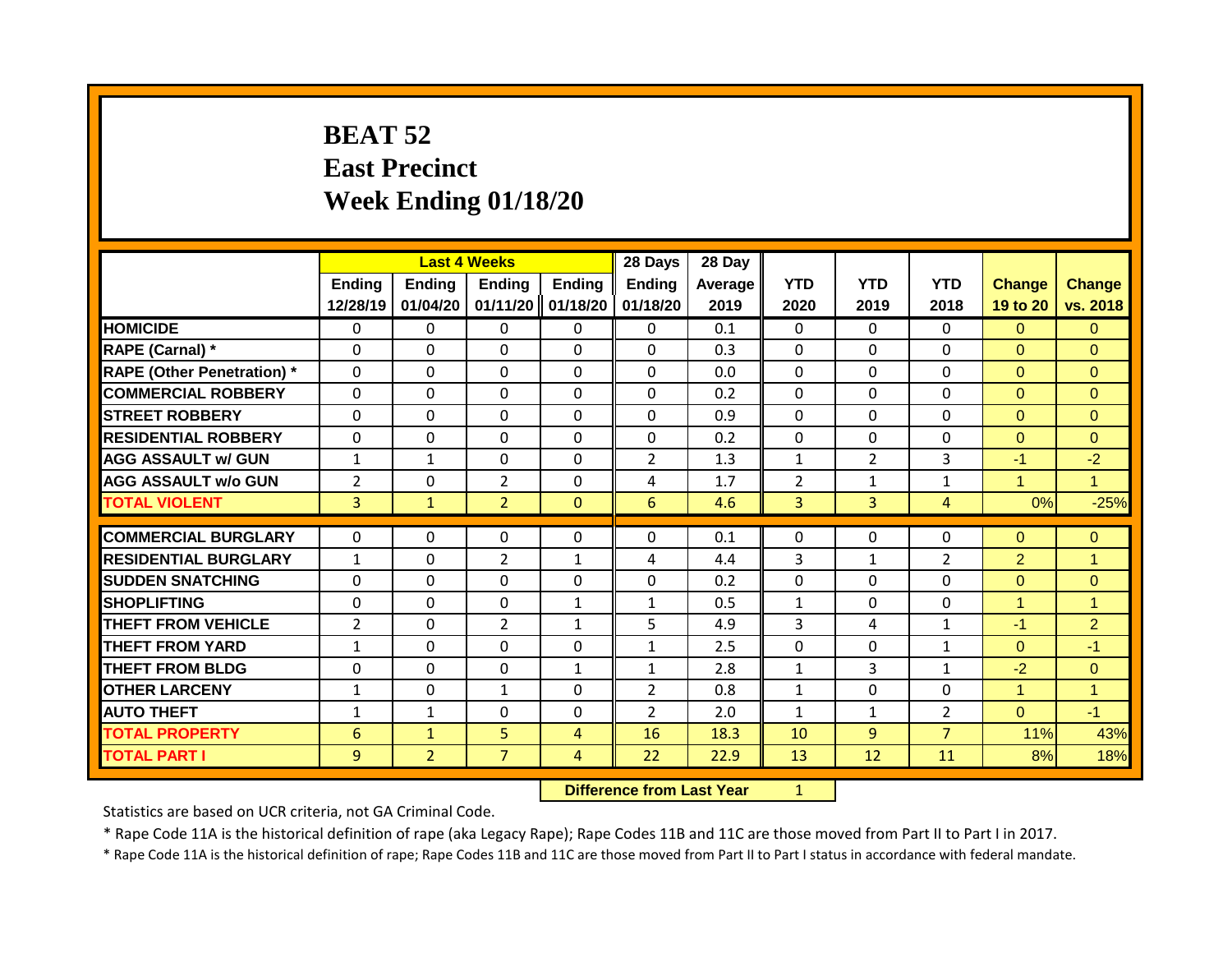# BEAT 52
# East Precinct
# Week Ending 01/18/20

| | Last 4 Weeks | | | | 28 Days | 28 Day | | | | | |
|---|---|---|---|---|---|---|---|---|---|---|---|
| | Ending 12/28/19 | Ending 01/04/20 | Ending 01/11/20 | Ending 01/18/20 | Ending 01/18/20 | Average 2019 | YTD 2020 | YTD 2019 | YTD 2018 | Change 19 to 20 | Change vs. 2018 |
| HOMICIDE | 0 | 0 | 0 | 0 | 0 | 0.1 | 0 | 0 | 0 | 0 | 0 |
| RAPE (Carnal) * | 0 | 0 | 0 | 0 | 0 | 0.3 | 0 | 0 | 0 | 0 | 0 |
| RAPE (Other Penetration) * | 0 | 0 | 0 | 0 | 0 | 0.0 | 0 | 0 | 0 | 0 | 0 |
| COMMERCIAL ROBBERY | 0 | 0 | 0 | 0 | 0 | 0.2 | 0 | 0 | 0 | 0 | 0 |
| STREET ROBBERY | 0 | 0 | 0 | 0 | 0 | 0.9 | 0 | 0 | 0 | 0 | 0 |
| RESIDENTIAL ROBBERY | 0 | 0 | 0 | 0 | 0 | 0.2 | 0 | 0 | 0 | 0 | 0 |
| AGG ASSAULT w/ GUN | 1 | 1 | 0 | 0 | 2 | 1.3 | 1 | 2 | 3 | -1 | -2 |
| AGG ASSAULT w/o GUN | 2 | 0 | 2 | 0 | 4 | 1.7 | 2 | 1 | 1 | 1 | 1 |
| TOTAL VIOLENT | 3 | 1 | 2 | 0 | 6 | 4.6 | 3 | 3 | 4 | 0% | -25% |
| COMMERCIAL BURGLARY | 0 | 0 | 0 | 0 | 0 | 0.1 | 0 | 0 | 0 | 0 | 0 |
| RESIDENTIAL BURGLARY | 1 | 0 | 2 | 1 | 4 | 4.4 | 3 | 1 | 2 | 2 | 1 |
| SUDDEN SNATCHING | 0 | 0 | 0 | 0 | 0 | 0.2 | 0 | 0 | 0 | 0 | 0 |
| SHOPLIFTING | 0 | 0 | 0 | 1 | 1 | 0.5 | 1 | 0 | 0 | 1 | 1 |
| THEFT FROM VEHICLE | 2 | 0 | 2 | 1 | 5 | 4.9 | 3 | 4 | 1 | -1 | 2 |
| THEFT FROM YARD | 1 | 0 | 0 | 0 | 1 | 2.5 | 0 | 0 | 1 | 0 | -1 |
| THEFT FROM BLDG | 0 | 0 | 0 | 1 | 1 | 2.8 | 1 | 3 | 1 | -2 | 0 |
| OTHER LARCENY | 1 | 0 | 1 | 0 | 2 | 0.8 | 1 | 0 | 0 | 1 | 1 |
| AUTO THEFT | 1 | 1 | 0 | 0 | 2 | 2.0 | 1 | 1 | 2 | 0 | -1 |
| TOTAL PROPERTY | 6 | 1 | 5 | 4 | 16 | 18.3 | 10 | 9 | 7 | 11% | 43% |
| TOTAL PART I | 9 | 2 | 7 | 4 | 22 | 22.9 | 13 | 12 | 11 | 8% | 18% |

**Difference from Last Year** 1

Statistics are based on UCR criteria, not GA Criminal Code.

* Rape Code 11A is the historical definition of rape (aka Legacy Rape); Rape Codes 11B and 11C are those moved from Part II to Part I in 2017.

* Rape Code 11A is the historical definition of rape; Rape Codes 11B and 11C are those moved from Part II to Part I status in accordance with federal mandate.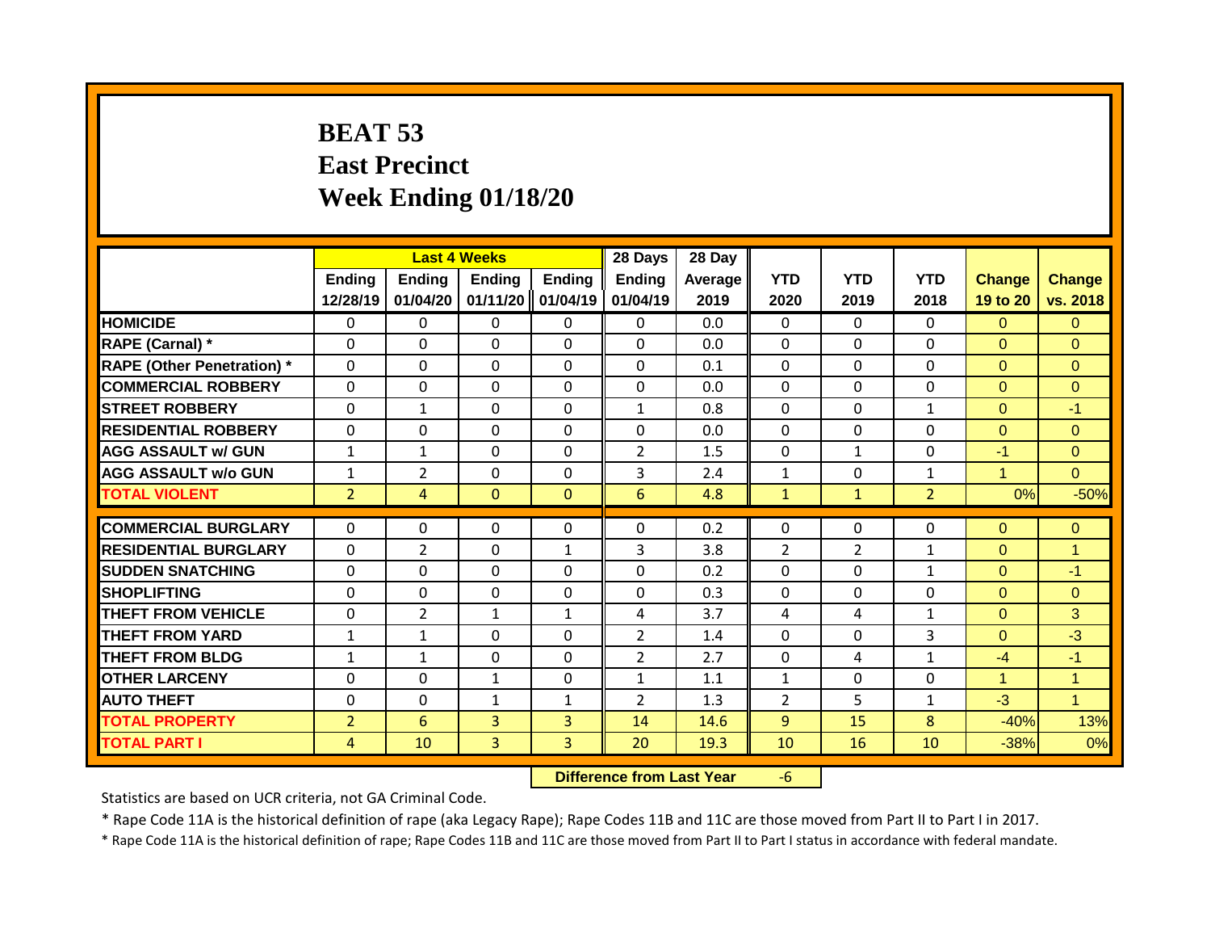# BEAT 53
## East Precinct
## Week Ending 01/18/20

| | Last 4 Weeks | | | | 28 Days | 28 Day | | | | | |
|---|---|---|---|---|---|---|---|---|---|---|---|
| | Ending 12/28/19 | Ending 01/04/20 | Ending 01/11/20 | Ending 01/04/19 | Ending 01/04/19 | Average 2019 | YTD 2020 | YTD 2019 | YTD 2018 | Change 19 to 20 | Change vs. 2018 |
| HOMICIDE | 0 | 0 | 0 | 0 | 0 | 0.0 | 0 | 0 | 0 | 0 | 0 |
| RAPE (Carnal) * | 0 | 0 | 0 | 0 | 0 | 0.0 | 0 | 0 | 0 | 0 | 0 |
| RAPE (Other Penetration) * | 0 | 0 | 0 | 0 | 0 | 0.1 | 0 | 0 | 0 | 0 | 0 |
| COMMERCIAL ROBBERY | 0 | 0 | 0 | 0 | 0 | 0.0 | 0 | 0 | 0 | 0 | 0 |
| STREET ROBBERY | 0 | 1 | 0 | 0 | 1 | 0.8 | 0 | 0 | 1 | 0 | -1 |
| RESIDENTIAL ROBBERY | 0 | 0 | 0 | 0 | 0 | 0.0 | 0 | 0 | 0 | 0 | 0 |
| AGG ASSAULT w/ GUN | 1 | 1 | 0 | 0 | 2 | 1.5 | 0 | 1 | 0 | -1 | 0 |
| AGG ASSAULT w/o GUN | 1 | 2 | 0 | 0 | 3 | 2.4 | 1 | 0 | 1 | 1 | 0 |
| TOTAL VIOLENT | 2 | 4 | 0 | 0 | 6 | 4.8 | 1 | 1 | 2 | 0% | -50% |
| COMMERCIAL BURGLARY | 0 | 0 | 0 | 0 | 0 | 0.2 | 0 | 0 | 0 | 0 | 0 |
| RESIDENTIAL BURGLARY | 0 | 2 | 0 | 1 | 3 | 3.8 | 2 | 2 | 1 | 0 | 1 |
| SUDDEN SNATCHING | 0 | 0 | 0 | 0 | 0 | 0.2 | 0 | 0 | 1 | 0 | -1 |
| SHOPLIFTING | 0 | 0 | 0 | 0 | 0 | 0.3 | 0 | 0 | 0 | 0 | 0 |
| THEFT FROM VEHICLE | 0 | 2 | 1 | 1 | 4 | 3.7 | 4 | 4 | 1 | 0 | 3 |
| THEFT FROM YARD | 1 | 1 | 0 | 0 | 2 | 1.4 | 0 | 0 | 3 | 0 | -3 |
| THEFT FROM BLDG | 1 | 1 | 0 | 0 | 2 | 2.7 | 0 | 4 | 1 | -4 | -1 |
| OTHER LARCENY | 0 | 0 | 1 | 0 | 1 | 1.1 | 1 | 0 | 0 | 1 | 1 |
| AUTO THEFT | 0 | 0 | 1 | 1 | 2 | 1.3 | 2 | 5 | 1 | -3 | 1 |
| TOTAL PROPERTY | 2 | 6 | 3 | 3 | 14 | 14.6 | 9 | 15 | 8 | -40% | 13% |
| TOTAL PART I | 4 | 10 | 3 | 3 | 20 | 19.3 | 10 | 16 | 10 | -38% | 0% |

**Difference from Last Year** -6

Statistics are based on UCR criteria, not GA Criminal Code.

\* Rape Code 11A is the historical definition of rape (aka Legacy Rape); Rape Codes 11B and 11C are those moved from Part II to Part I in 2017.

\* Rape Code 11A is the historical definition of rape; Rape Codes 11B and 11C are those moved from Part II to Part I status in accordance with federal mandate.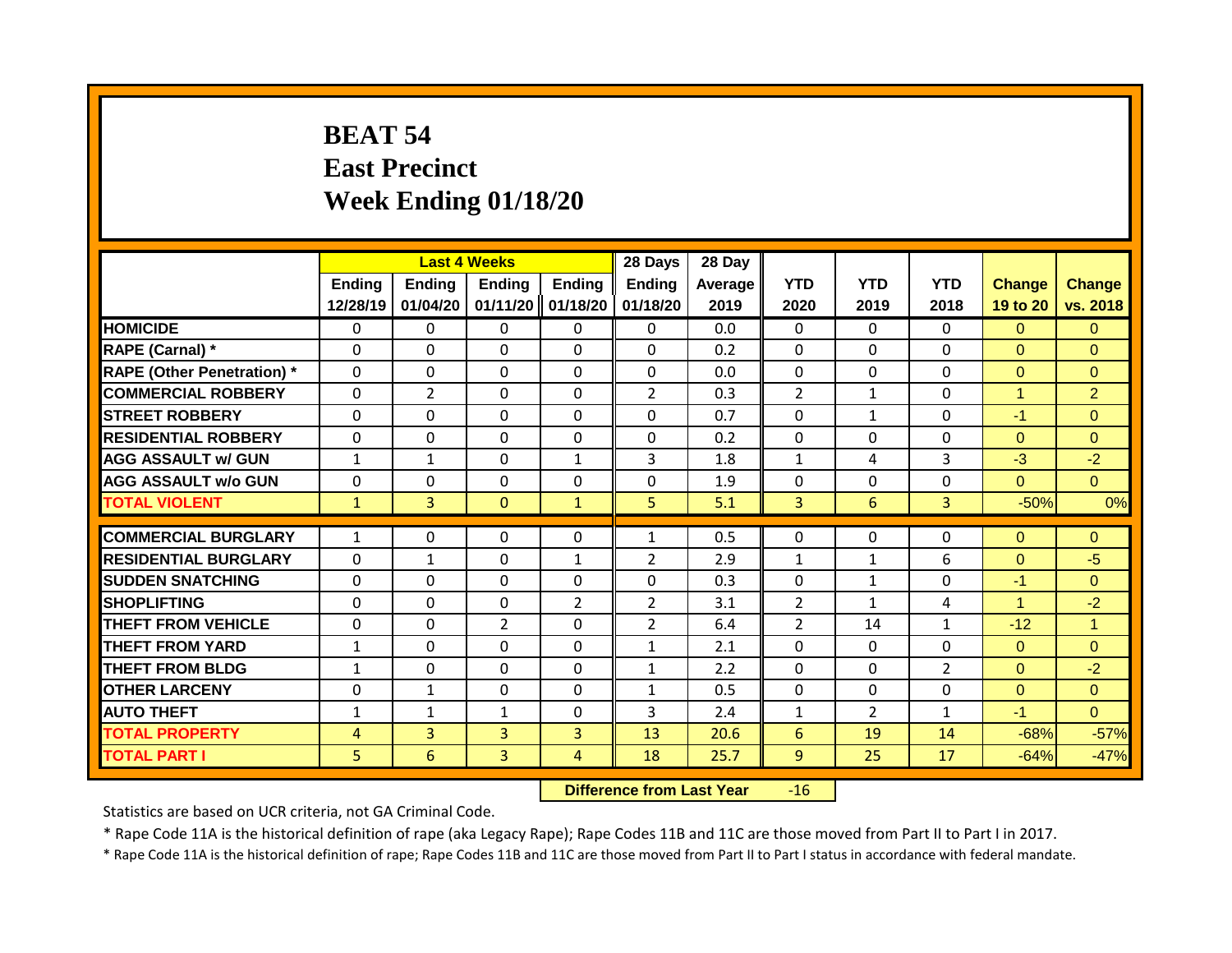# BEAT 54
## East Precinct
## Week Ending 01/18/20

| | Last 4 Weeks | | | | 28 Days | 28 Day | | | | | |
|---|---|---|---|---|---|---|---|---|---|---|---|
| | Ending 12/28/19 | Ending 01/04/20 | Ending 01/11/20 | Ending 01/18/20 | Ending 01/18/20 | Average 2019 | YTD 2020 | YTD 2019 | YTD 2018 | Change 19 to 20 | Change vs. 2018 |
| **HOMICIDE** | 0 | 0 | 0 | 0 | 0 | 0.0 | 0 | 0 | 0 | 0 | 0 |
| **RAPE (Carnal) *** | 0 | 0 | 0 | 0 | 0 | 0.2 | 0 | 0 | 0 | 0 | 0 |
| **RAPE (Other Penetration) *** | 0 | 0 | 0 | 0 | 0 | 0.0 | 0 | 0 | 0 | 0 | 0 |
| **COMMERCIAL ROBBERY** | 0 | 2 | 0 | 0 | 2 | 0.3 | 2 | 1 | 0 | 1 | 2 |
| **STREET ROBBERY** | 0 | 0 | 0 | 0 | 0 | 0.7 | 0 | 1 | 0 | -1 | 0 |
| **RESIDENTIAL ROBBERY** | 0 | 0 | 0 | 0 | 0 | 0.2 | 0 | 0 | 0 | 0 | 0 |
| **AGG ASSAULT w/ GUN** | 1 | 1 | 0 | 1 | 3 | 1.8 | 1 | 4 | 3 | -3 | -2 |
| **AGG ASSAULT w/o GUN** | 0 | 0 | 0 | 0 | 0 | 1.9 | 0 | 0 | 0 | 0 | 0 |
| **TOTAL VIOLENT** | 1 | 3 | 0 | 1 | 5 | 5.1 | 3 | 6 | 3 | -50% | 0% |
| **COMMERCIAL BURGLARY** | 1 | 0 | 0 | 0 | 1 | 0.5 | 0 | 0 | 0 | 0 | 0 |
| **RESIDENTIAL BURGLARY** | 0 | 1 | 0 | 1 | 2 | 2.9 | 1 | 1 | 6 | 0 | -5 |
| **SUDDEN SNATCHING** | 0 | 0 | 0 | 0 | 0 | 0.3 | 0 | 1 | 0 | -1 | 0 |
| **SHOPLIFTING** | 0 | 0 | 0 | 2 | 2 | 3.1 | 2 | 1 | 4 | 1 | -2 |
| **THEFT FROM VEHICLE** | 0 | 0 | 2 | 0 | 2 | 6.4 | 2 | 14 | 1 | -12 | 1 |
| **THEFT FROM YARD** | 1 | 0 | 0 | 0 | 1 | 2.1 | 0 | 0 | 0 | 0 | 0 |
| **THEFT FROM BLDG** | 1 | 0 | 0 | 0 | 1 | 2.2 | 0 | 0 | 2 | 0 | -2 |
| **OTHER LARCENY** | 0 | 1 | 0 | 0 | 1 | 0.5 | 0 | 0 | 0 | 0 | 0 |
| **AUTO THEFT** | 1 | 1 | 1 | 0 | 3 | 2.4 | 1 | 2 | 1 | -1 | 0 |
| **TOTAL PROPERTY** | 4 | 3 | 3 | 3 | 13 | 20.6 | 6 | 19 | 14 | -68% | -57% |
| **TOTAL PART I** | 5 | 6 | 3 | 4 | 18 | 25.7 | 9 | 25 | 17 | -64% | -47% |

**Difference from Last Year** -16

Statistics are based on UCR criteria, not GA Criminal Code.

* Rape Code 11A is the historical definition of rape (aka Legacy Rape); Rape Codes 11B and 11C are those moved from Part II to Part I in 2017.

* Rape Code 11A is the historical definition of rape; Rape Codes 11B and 11C are those moved from Part II to Part I status in accordance with federal mandate.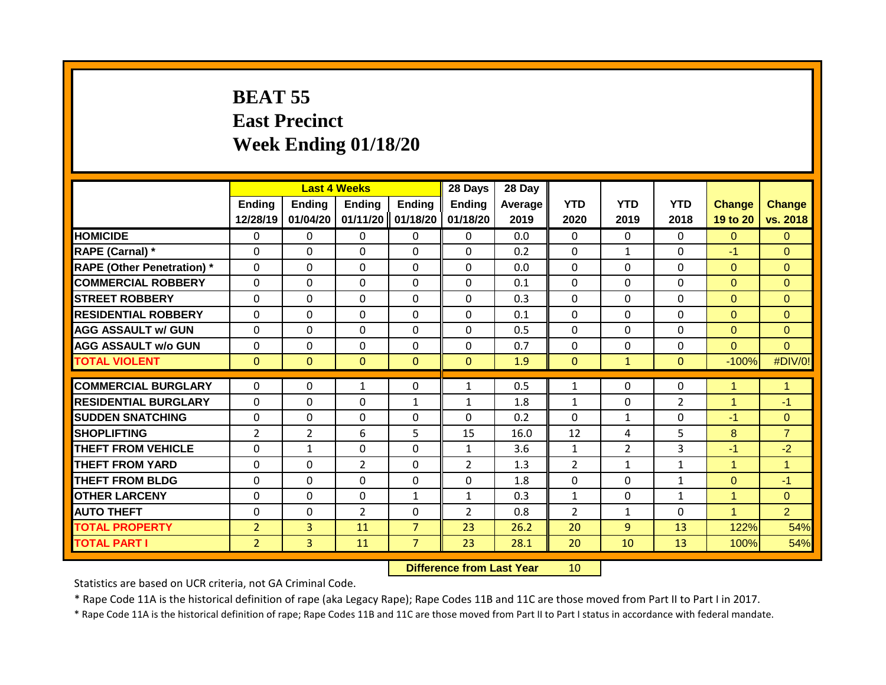# BEAT 55
# East Precinct
# Week Ending 01/18/20

| | Last 4 Weeks | | | | 28 Days | 28 Day | | | | | |
|---|---|---|---|---|---|---|---|---|---|---|---|
| | Ending 12/28/19 | Ending 01/04/20 | Ending 01/11/20 | Ending 01/18/20 | Ending 01/18/20 | Average 2019 | YTD 2020 | YTD 2019 | YTD 2018 | Change 19 to 20 | Change vs. 2018 |
| HOMICIDE | 0 | 0 | 0 | 0 | 0 | 0.0 | 0 | 0 | 0 | 0 | 0 |
| RAPE (Carnal) * | 0 | 0 | 0 | 0 | 0 | 0.2 | 0 | 1 | 0 | -1 | 0 |
| RAPE (Other Penetration) * | 0 | 0 | 0 | 0 | 0 | 0.0 | 0 | 0 | 0 | 0 | 0 |
| COMMERCIAL ROBBERY | 0 | 0 | 0 | 0 | 0 | 0.1 | 0 | 0 | 0 | 0 | 0 |
| STREET ROBBERY | 0 | 0 | 0 | 0 | 0 | 0.3 | 0 | 0 | 0 | 0 | 0 |
| RESIDENTIAL ROBBERY | 0 | 0 | 0 | 0 | 0 | 0.1 | 0 | 0 | 0 | 0 | 0 |
| AGG ASSAULT w/ GUN | 0 | 0 | 0 | 0 | 0 | 0.5 | 0 | 0 | 0 | 0 | 0 |
| AGG ASSAULT w/o GUN | 0 | 0 | 0 | 0 | 0 | 0.7 | 0 | 0 | 0 | 0 | 0 |
| TOTAL VIOLENT | 0 | 0 | 0 | 0 | 0 | 1.9 | 0 | 1 | 0 | -100% | #DIV/0! |
| COMMERCIAL BURGLARY | 0 | 0 | 1 | 0 | 1 | 0.5 | 1 | 0 | 0 | 1 | 1 |
| RESIDENTIAL BURGLARY | 0 | 0 | 0 | 1 | 1 | 1.8 | 1 | 0 | 2 | 1 | -1 |
| SUDDEN SNATCHING | 0 | 0 | 0 | 0 | 0 | 0.2 | 0 | 1 | 0 | -1 | 0 |
| SHOPLIFTING | 2 | 2 | 6 | 5 | 15 | 16.0 | 12 | 4 | 5 | 8 | 7 |
| THEFT FROM VEHICLE | 0 | 1 | 0 | 0 | 1 | 3.6 | 1 | 2 | 3 | -1 | -2 |
| THEFT FROM YARD | 0 | 0 | 2 | 0 | 2 | 1.3 | 2 | 1 | 1 | 1 | 1 |
| THEFT FROM BLDG | 0 | 0 | 0 | 0 | 0 | 1.8 | 0 | 0 | 1 | 0 | -1 |
| OTHER LARCENY | 0 | 0 | 0 | 1 | 1 | 0.3 | 1 | 0 | 1 | 1 | 0 |
| AUTO THEFT | 0 | 0 | 2 | 0 | 2 | 0.8 | 2 | 1 | 0 | 1 | 2 |
| TOTAL PROPERTY | 2 | 3 | 11 | 7 | 23 | 26.2 | 20 | 9 | 13 | 122% | 54% |
| TOTAL PART I | 2 | 3 | 11 | 7 | 23 | 28.1 | 20 | 10 | 13 | 100% | 54% |

**Difference from Last Year** 10

Statistics are based on UCR criteria, not GA Criminal Code.

* Rape Code 11A is the historical definition of rape (aka Legacy Rape); Rape Codes 11B and 11C are those moved from Part II to Part I in 2017.

* Rape Code 11A is the historical definition of rape; Rape Codes 11B and 11C are those moved from Part II to Part I status in accordance with federal mandate.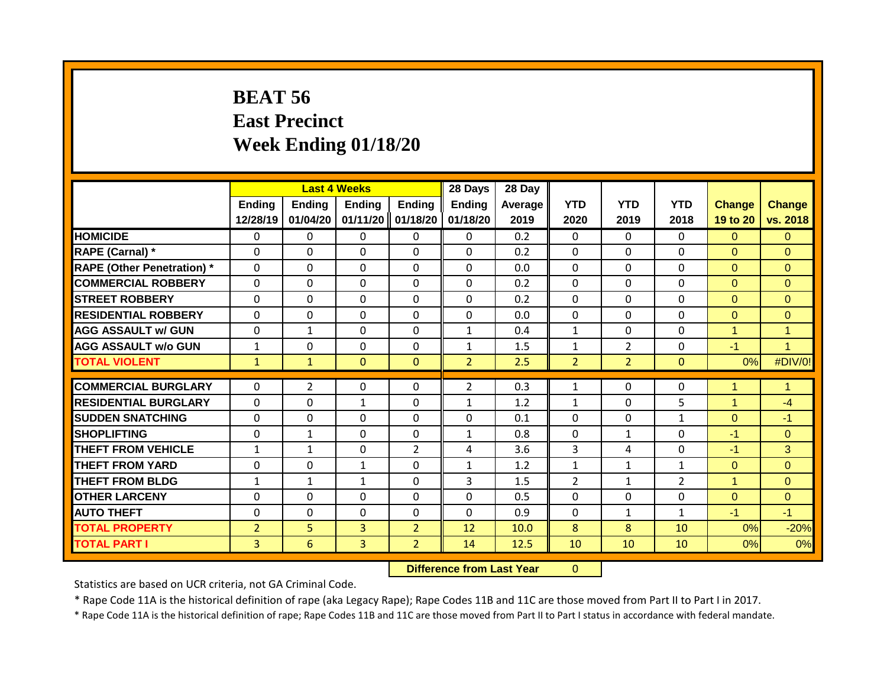# BEAT 56
# East Precinct
# Week Ending 01/18/20

| | Last 4 Weeks | | | | 28 Days | 28 Day | | | | | |
|---|---|---|---|---|---|---|---|---|---|---|---|
| | Ending 12/28/19 | Ending 01/04/20 | Ending 01/11/20 | Ending 01/18/20 | Ending 01/18/20 | Average 2019 | YTD 2020 | YTD 2019 | YTD 2018 | Change 19 to 20 | Change vs. 2018 |
| HOMICIDE | 0 | 0 | 0 | 0 | 0 | 0.2 | 0 | 0 | 0 | 0 | 0 |
| RAPE (Carnal) * | 0 | 0 | 0 | 0 | 0 | 0.2 | 0 | 0 | 0 | 0 | 0 |
| RAPE (Other Penetration) * | 0 | 0 | 0 | 0 | 0 | 0.0 | 0 | 0 | 0 | 0 | 0 |
| COMMERCIAL ROBBERY | 0 | 0 | 0 | 0 | 0 | 0.2 | 0 | 0 | 0 | 0 | 0 |
| STREET ROBBERY | 0 | 0 | 0 | 0 | 0 | 0.2 | 0 | 0 | 0 | 0 | 0 |
| RESIDENTIAL ROBBERY | 0 | 0 | 0 | 0 | 0 | 0.0 | 0 | 0 | 0 | 0 | 0 |
| AGG ASSAULT w/ GUN | 0 | 1 | 0 | 0 | 1 | 0.4 | 1 | 0 | 0 | 1 | 1 |
| AGG ASSAULT w/o GUN | 1 | 0 | 0 | 0 | 1 | 1.5 | 1 | 2 | 0 | -1 | 1 |
| TOTAL VIOLENT | 1 | 1 | 0 | 0 | 2 | 2.5 | 2 | 2 | 0 | 0% | #DIV/0! |
| COMMERCIAL BURGLARY | 0 | 2 | 0 | 0 | 2 | 0.3 | 1 | 0 | 0 | 1 | 1 |
| RESIDENTIAL BURGLARY | 0 | 0 | 1 | 0 | 1 | 1.2 | 1 | 0 | 5 | 1 | -4 |
| SUDDEN SNATCHING | 0 | 0 | 0 | 0 | 0 | 0.1 | 0 | 0 | 1 | 0 | -1 |
| SHOPLIFTING | 0 | 1 | 0 | 0 | 1 | 0.8 | 0 | 1 | 0 | -1 | 0 |
| THEFT FROM VEHICLE | 1 | 1 | 0 | 2 | 4 | 3.6 | 3 | 4 | 0 | -1 | 3 |
| THEFT FROM YARD | 0 | 0 | 1 | 0 | 1 | 1.2 | 1 | 1 | 1 | 0 | 0 |
| THEFT FROM BLDG | 1 | 1 | 1 | 0 | 3 | 1.5 | 2 | 1 | 2 | 1 | 0 |
| OTHER LARCENY | 0 | 0 | 0 | 0 | 0 | 0.5 | 0 | 0 | 0 | 0 | 0 |
| AUTO THEFT | 0 | 0 | 0 | 0 | 0 | 0.9 | 0 | 1 | 1 | -1 | -1 |
| TOTAL PROPERTY | 2 | 5 | 3 | 2 | 12 | 10.0 | 8 | 8 | 10 | 0% | -20% |
| TOTAL PART I | 3 | 6 | 3 | 2 | 14 | 12.5 | 10 | 10 | 10 | 0% | 0% |

**Difference from Last Year** 0

Statistics are based on UCR criteria, not GA Criminal Code.

* Rape Code 11A is the historical definition of rape (aka Legacy Rape); Rape Codes 11B and 11C are those moved from Part II to Part I in 2017.

* Rape Code 11A is the historical definition of rape; Rape Codes 11B and 11C are those moved from Part II to Part I status in accordance with federal mandate.